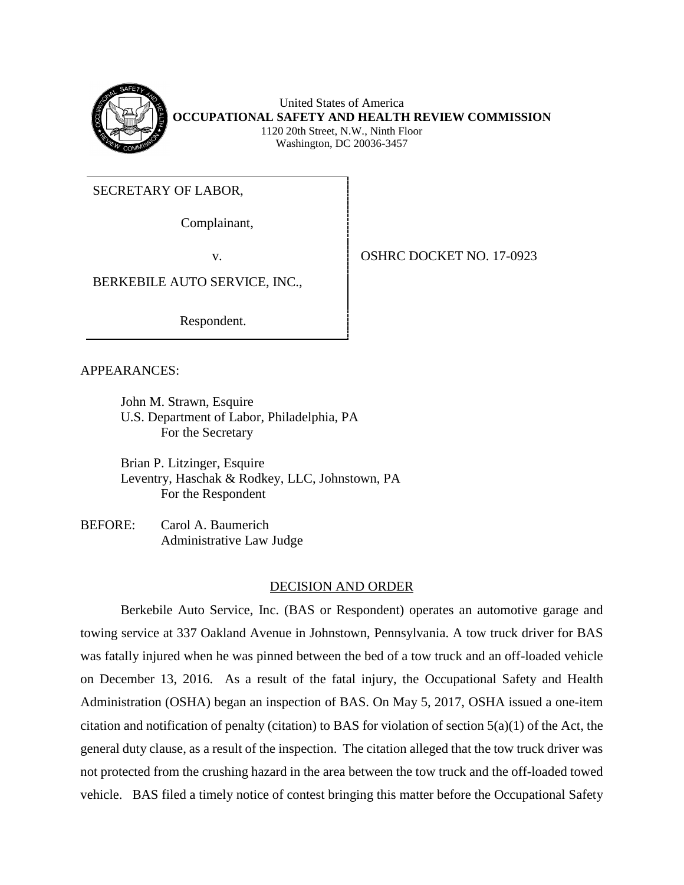United States of America
**OCCUPATIONAL SAFETY AND HEALTH REVIEW COMMISSION**
1120 20th Street, N.W., Ninth Floor
Washington, DC 20036-3457

| | |
|---|---|
| SECRETARY OF LABOR,<br><br>Complainant,<br><br>v.<br><br>BERKEBILE AUTO SERVICE, INC.,<br><br>Respondent. | OSHRC DOCKET NO. 17-0923 |

APPEARANCES:

John M. Strawn, Esquire
U.S. Department of Labor, Philadelphia, PA
For the Secretary

Brian P. Litzinger, Esquire
Leventry, Haschak & Rodkey, LLC, Johnstown, PA
For the Respondent

BEFORE: Carol A. Baumerich
Administrative Law Judge

## DECISION AND ORDER

Berkebile Auto Service, Inc. (BAS or Respondent) operates an automotive garage and towing service at 337 Oakland Avenue in Johnstown, Pennsylvania. A tow truck driver for BAS was fatally injured when he was pinned between the bed of a tow truck and an off-loaded vehicle on December 13, 2016. As a result of the fatal injury, the Occupational Safety and Health Administration (OSHA) began an inspection of BAS. On May 5, 2017, OSHA issued a one-item citation and notification of penalty (citation) to BAS for violation of section 5(a)(1) of the Act, the general duty clause, as a result of the inspection. The citation alleged that the tow truck driver was not protected from the crushing hazard in the area between the tow truck and the off-loaded towed vehicle. BAS filed a timely notice of contest bringing this matter before the Occupational Safety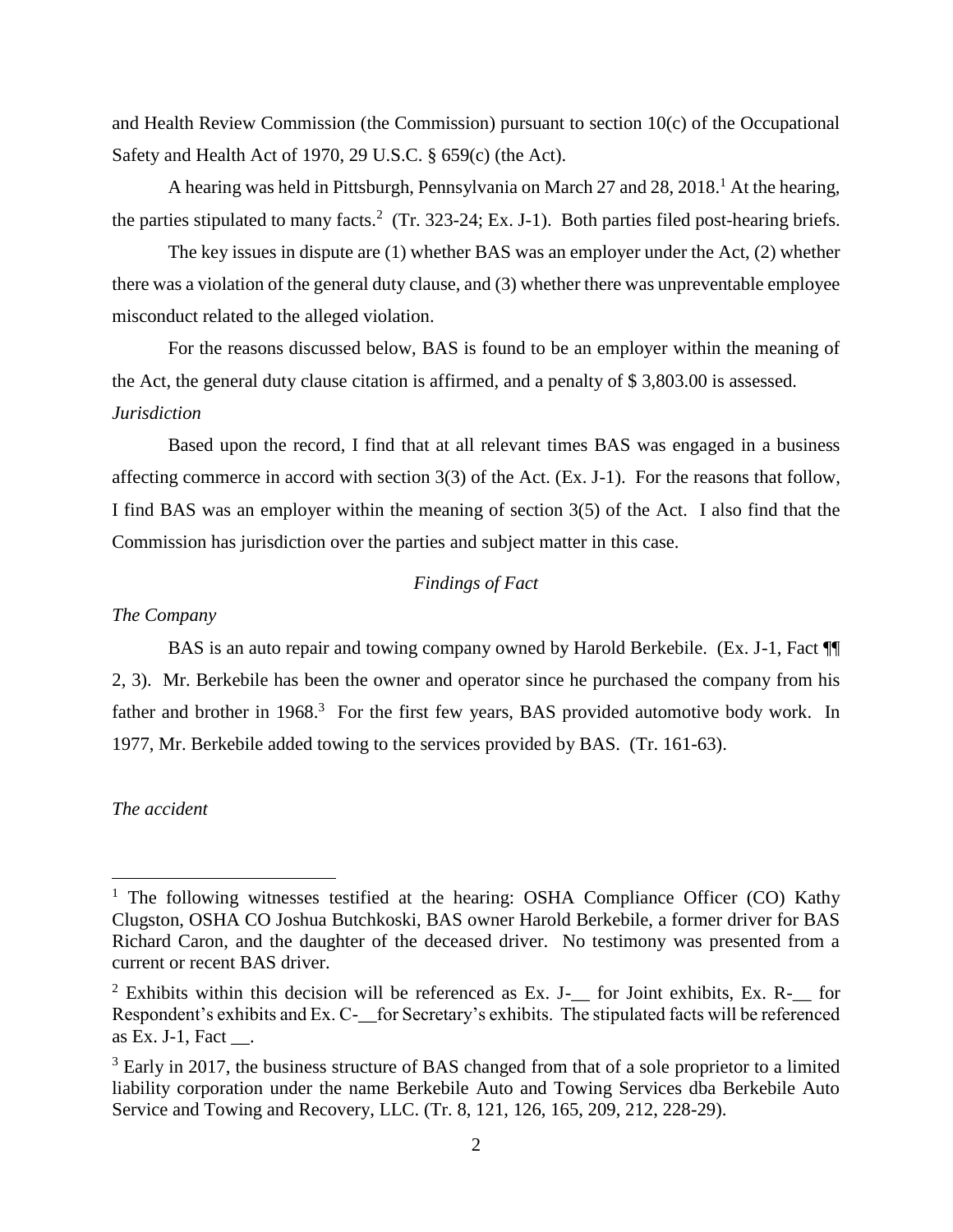and Health Review Commission (the Commission) pursuant to section 10(c) of the Occupational Safety and Health Act of 1970, 29 U.S.C. § 659(c) (the Act).

A hearing was held in Pittsburgh, Pennsylvania on March 27 and 28, 2018.[1] At the hearing, the parties stipulated to many facts.[2] (Tr. 323-24; Ex. J-1). Both parties filed post-hearing briefs.

The key issues in dispute are (1) whether BAS was an employer under the Act, (2) whether there was a violation of the general duty clause, and (3) whether there was unpreventable employee misconduct related to the alleged violation.

For the reasons discussed below, BAS is found to be an employer within the meaning of the Act, the general duty clause citation is affirmed, and a penalty of $ 3,803.00 is assessed.

*Jurisdiction*

Based upon the record, I find that at all relevant times BAS was engaged in a business affecting commerce in accord with section 3(3) of the Act. (Ex. J-1). For the reasons that follow, I find BAS was an employer within the meaning of section 3(5) of the Act. I also find that the Commission has jurisdiction over the parties and subject matter in this case.

## *Findings of Fact*

*The Company*

BAS is an auto repair and towing company owned by Harold Berkebile. (Ex. J-1, Fact ¶¶ 2, 3). Mr. Berkebile has been the owner and operator since he purchased the company from his father and brother in 1968.[3] For the first few years, BAS provided automotive body work. In 1977, Mr. Berkebile added towing to the services provided by BAS. (Tr. 161-63).

*The accident*

---

[1] The following witnesses testified at the hearing: OSHA Compliance Officer (CO) Kathy Clugston, OSHA CO Joshua Butchkoski, BAS owner Harold Berkebile, a former driver for BAS Richard Caron, and the daughter of the deceased driver. No testimony was presented from a current or recent BAS driver.

[2] Exhibits within this decision will be referenced as Ex. J-__ for Joint exhibits, Ex. R-__ for Respondent's exhibits and Ex. C-__for Secretary's exhibits. The stipulated facts will be referenced as Ex. J-1, Fact __.

[3] Early in 2017, the business structure of BAS changed from that of a sole proprietor to a limited liability corporation under the name Berkebile Auto and Towing Services dba Berkebile Auto Service and Towing and Recovery, LLC. (Tr. 8, 121, 126, 165, 209, 212, 228-29).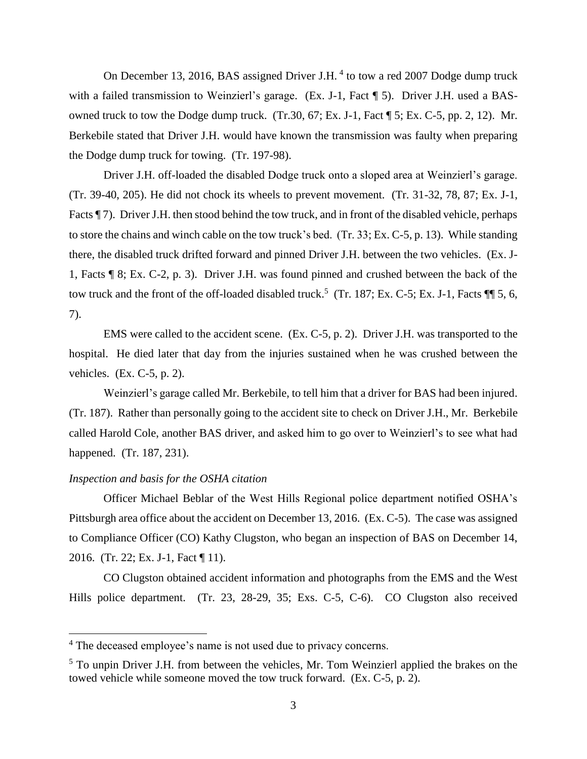On December 13, 2016, BAS assigned Driver J.H. [4] to tow a red 2007 Dodge dump truck with a failed transmission to Weinzierl's garage. (Ex. J-1, Fact ¶ 5). Driver J.H. used a BAS-owned truck to tow the Dodge dump truck. (Tr.30, 67; Ex. J-1, Fact ¶ 5; Ex. C-5, pp. 2, 12). Mr. Berkebile stated that Driver J.H. would have known the transmission was faulty when preparing the Dodge dump truck for towing. (Tr. 197-98).

Driver J.H. off-loaded the disabled Dodge truck onto a sloped area at Weinzierl's garage. (Tr. 39-40, 205). He did not chock its wheels to prevent movement. (Tr. 31-32, 78, 87; Ex. J-1, Facts ¶ 7). Driver J.H. then stood behind the tow truck, and in front of the disabled vehicle, perhaps to store the chains and winch cable on the tow truck's bed. (Tr. 33; Ex. C-5, p. 13). While standing there, the disabled truck drifted forward and pinned Driver J.H. between the two vehicles. (Ex. J-1, Facts ¶ 8; Ex. C-2, p. 3). Driver J.H. was found pinned and crushed between the back of the tow truck and the front of the off-loaded disabled truck.[5] (Tr. 187; Ex. C-5; Ex. J-1, Facts ¶¶ 5, 6, 7).

EMS were called to the accident scene. (Ex. C-5, p. 2). Driver J.H. was transported to the hospital. He died later that day from the injuries sustained when he was crushed between the vehicles. (Ex. C-5, p. 2).

Weinzierl's garage called Mr. Berkebile, to tell him that a driver for BAS had been injured. (Tr. 187). Rather than personally going to the accident site to check on Driver J.H., Mr. Berkebile called Harold Cole, another BAS driver, and asked him to go over to Weinzierl's to see what had happened. (Tr. 187, 231).

*Inspection and basis for the OSHA citation*

Officer Michael Beblar of the West Hills Regional police department notified OSHA's Pittsburgh area office about the accident on December 13, 2016. (Ex. C-5). The case was assigned to Compliance Officer (CO) Kathy Clugston, who began an inspection of BAS on December 14, 2016. (Tr. 22; Ex. J-1, Fact ¶ 11).

CO Clugston obtained accident information and photographs from the EMS and the West Hills police department. (Tr. 23, 28-29, 35; Exs. C-5, C-6). CO Clugston also received

---

[4] The deceased employee's name is not used due to privacy concerns.

[5] To unpin Driver J.H. from between the vehicles, Mr. Tom Weinzierl applied the brakes on the towed vehicle while someone moved the tow truck forward. (Ex. C-5, p. 2).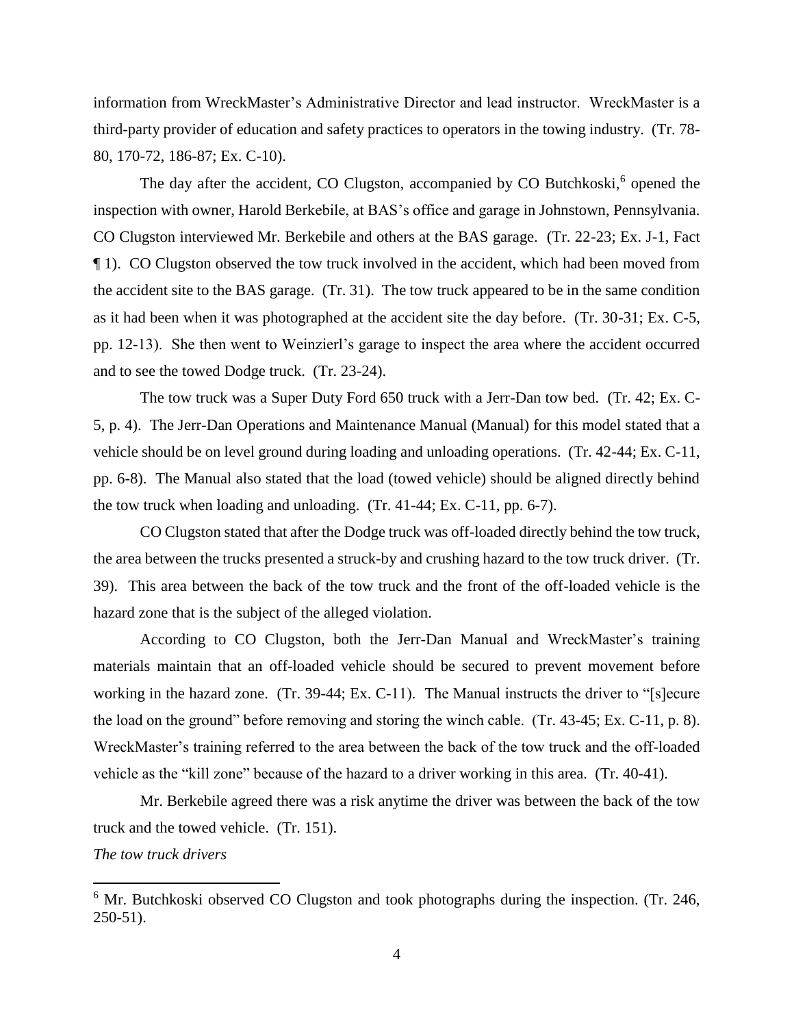information from WreckMaster's Administrative Director and lead instructor. WreckMaster is a third-party provider of education and safety practices to operators in the towing industry. (Tr. 78-80, 170-72, 186-87; Ex. C-10).

The day after the accident, CO Clugston, accompanied by CO Butchkoski,[6] opened the inspection with owner, Harold Berkebile, at BAS's office and garage in Johnstown, Pennsylvania. CO Clugston interviewed Mr. Berkebile and others at the BAS garage. (Tr. 22-23; Ex. J-1, Fact ¶ 1). CO Clugston observed the tow truck involved in the accident, which had been moved from the accident site to the BAS garage. (Tr. 31). The tow truck appeared to be in the same condition as it had been when it was photographed at the accident site the day before. (Tr. 30-31; Ex. C-5, pp. 12-13). She then went to Weinzierl's garage to inspect the area where the accident occurred and to see the towed Dodge truck. (Tr. 23-24).

The tow truck was a Super Duty Ford 650 truck with a Jerr-Dan tow bed. (Tr. 42; Ex. C-5, p. 4). The Jerr-Dan Operations and Maintenance Manual (Manual) for this model stated that a vehicle should be on level ground during loading and unloading operations. (Tr. 42-44; Ex. C-11, pp. 6-8). The Manual also stated that the load (towed vehicle) should be aligned directly behind the tow truck when loading and unloading. (Tr. 41-44; Ex. C-11, pp. 6-7).

CO Clugston stated that after the Dodge truck was off-loaded directly behind the tow truck, the area between the trucks presented a struck-by and crushing hazard to the tow truck driver. (Tr. 39). This area between the back of the tow truck and the front of the off-loaded vehicle is the hazard zone that is the subject of the alleged violation.

According to CO Clugston, both the Jerr-Dan Manual and WreckMaster's training materials maintain that an off-loaded vehicle should be secured to prevent movement before working in the hazard zone. (Tr. 39-44; Ex. C-11). The Manual instructs the driver to "[s]ecure the load on the ground" before removing and storing the winch cable. (Tr. 43-45; Ex. C-11, p. 8). WreckMaster's training referred to the area between the back of the tow truck and the off-loaded vehicle as the "kill zone" because of the hazard to a driver working in this area. (Tr. 40-41).

Mr. Berkebile agreed there was a risk anytime the driver was between the back of the tow truck and the towed vehicle. (Tr. 151).

*The tow truck drivers*

---

[6] Mr. Butchkoski observed CO Clugston and took photographs during the inspection. (Tr. 246, 250-51).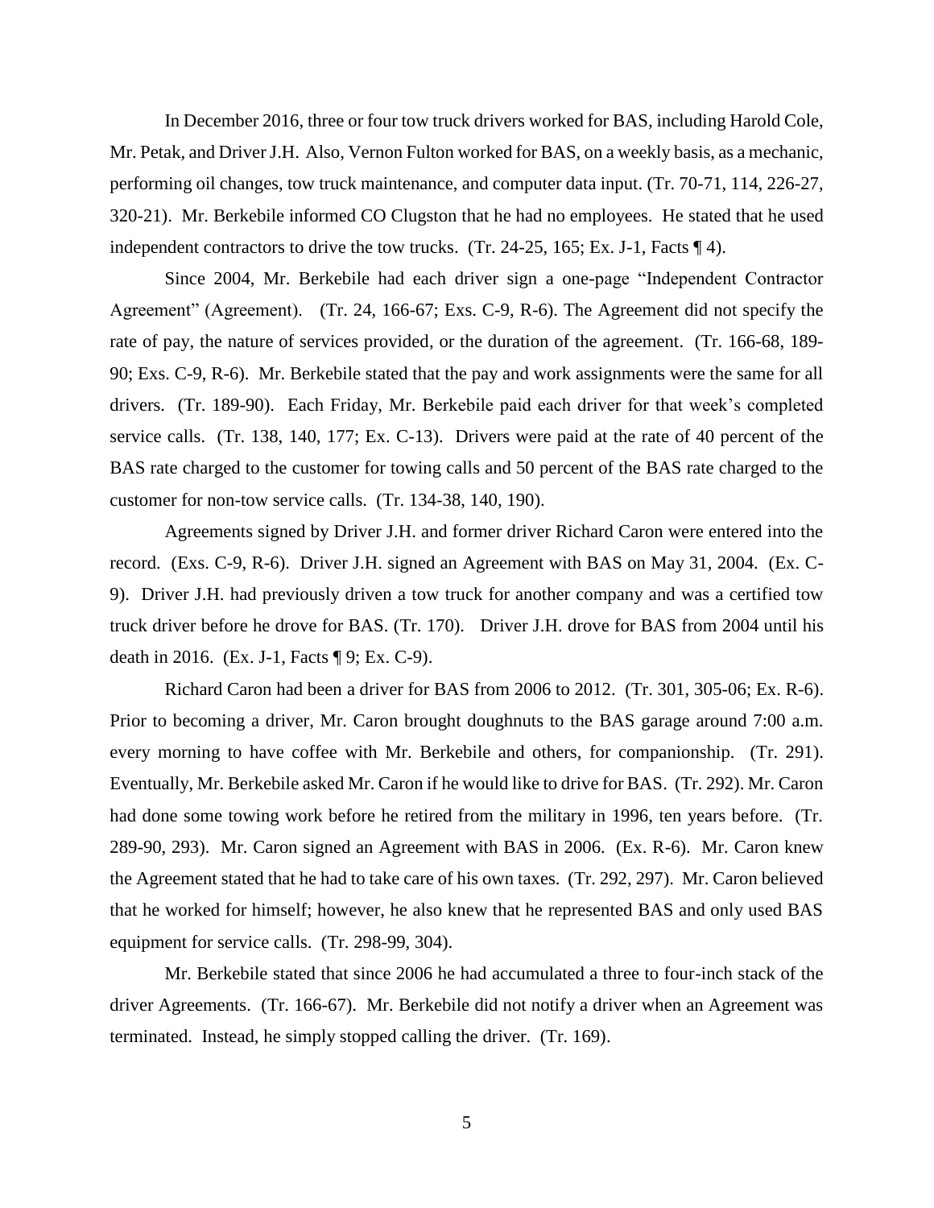In December 2016, three or four tow truck drivers worked for BAS, including Harold Cole, Mr. Petak, and Driver J.H. Also, Vernon Fulton worked for BAS, on a weekly basis, as a mechanic, performing oil changes, tow truck maintenance, and computer data input. (Tr. 70-71, 114, 226-27, 320-21). Mr. Berkebile informed CO Clugston that he had no employees. He stated that he used independent contractors to drive the tow trucks. (Tr. 24-25, 165; Ex. J-1, Facts ¶ 4).

Since 2004, Mr. Berkebile had each driver sign a one-page "Independent Contractor Agreement" (Agreement). (Tr. 24, 166-67; Exs. C-9, R-6). The Agreement did not specify the rate of pay, the nature of services provided, or the duration of the agreement. (Tr. 166-68, 189-90; Exs. C-9, R-6). Mr. Berkebile stated that the pay and work assignments were the same for all drivers. (Tr. 189-90). Each Friday, Mr. Berkebile paid each driver for that week's completed service calls. (Tr. 138, 140, 177; Ex. C-13). Drivers were paid at the rate of 40 percent of the BAS rate charged to the customer for towing calls and 50 percent of the BAS rate charged to the customer for non-tow service calls. (Tr. 134-38, 140, 190).

Agreements signed by Driver J.H. and former driver Richard Caron were entered into the record. (Exs. C-9, R-6). Driver J.H. signed an Agreement with BAS on May 31, 2004. (Ex. C-9). Driver J.H. had previously driven a tow truck for another company and was a certified tow truck driver before he drove for BAS. (Tr. 170). Driver J.H. drove for BAS from 2004 until his death in 2016. (Ex. J-1, Facts ¶ 9; Ex. C-9).

Richard Caron had been a driver for BAS from 2006 to 2012. (Tr. 301, 305-06; Ex. R-6). Prior to becoming a driver, Mr. Caron brought doughnuts to the BAS garage around 7:00 a.m. every morning to have coffee with Mr. Berkebile and others, for companionship. (Tr. 291). Eventually, Mr. Berkebile asked Mr. Caron if he would like to drive for BAS. (Tr. 292). Mr. Caron had done some towing work before he retired from the military in 1996, ten years before. (Tr. 289-90, 293). Mr. Caron signed an Agreement with BAS in 2006. (Ex. R-6). Mr. Caron knew the Agreement stated that he had to take care of his own taxes. (Tr. 292, 297). Mr. Caron believed that he worked for himself; however, he also knew that he represented BAS and only used BAS equipment for service calls. (Tr. 298-99, 304).

Mr. Berkebile stated that since 2006 he had accumulated a three to four-inch stack of the driver Agreements. (Tr. 166-67). Mr. Berkebile did not notify a driver when an Agreement was terminated. Instead, he simply stopped calling the driver. (Tr. 169).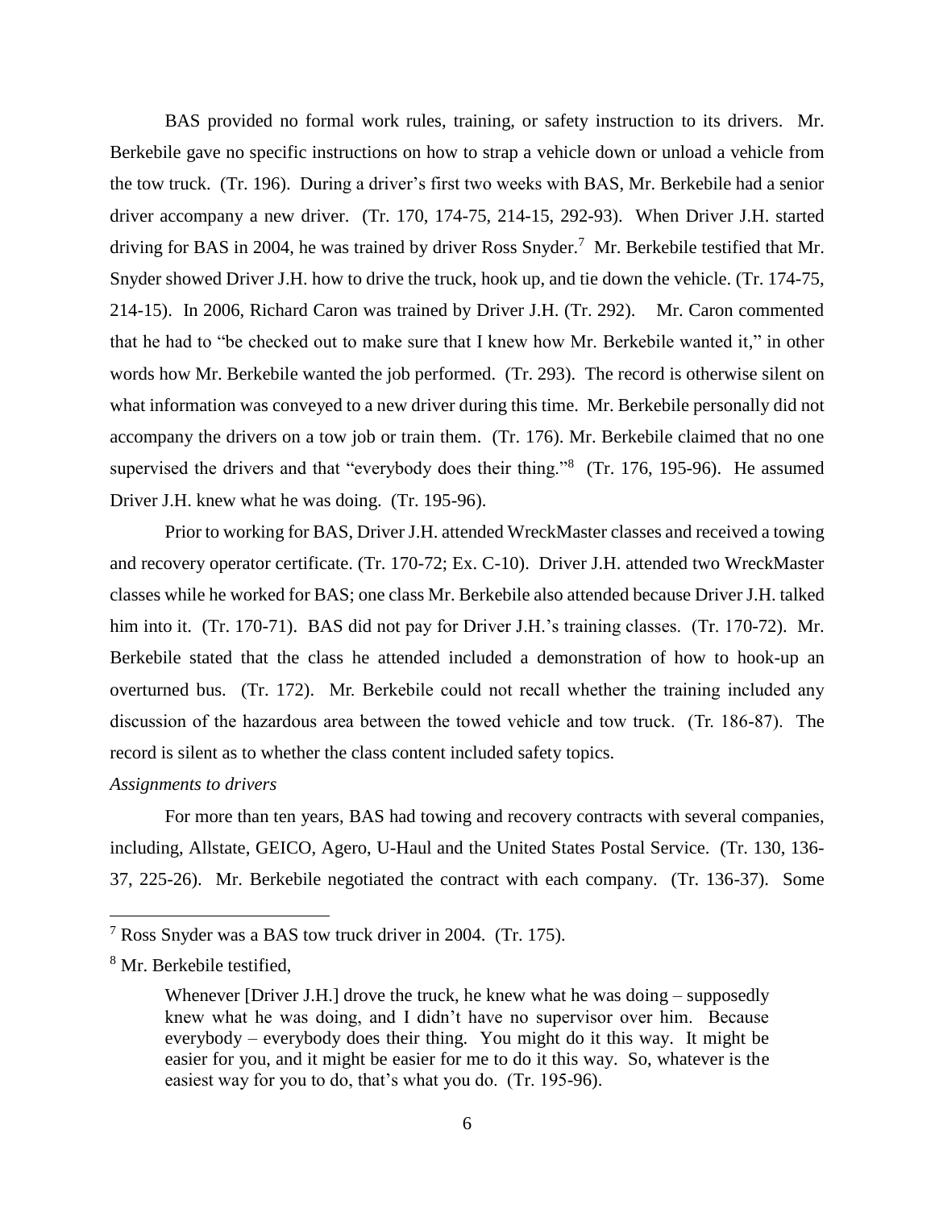BAS provided no formal work rules, training, or safety instruction to its drivers. Mr. Berkebile gave no specific instructions on how to strap a vehicle down or unload a vehicle from the tow truck. (Tr. 196). During a driver's first two weeks with BAS, Mr. Berkebile had a senior driver accompany a new driver. (Tr. 170, 174-75, 214-15, 292-93). When Driver J.H. started driving for BAS in 2004, he was trained by driver Ross Snyder.[7] Mr. Berkebile testified that Mr. Snyder showed Driver J.H. how to drive the truck, hook up, and tie down the vehicle. (Tr. 174-75, 214-15). In 2006, Richard Caron was trained by Driver J.H. (Tr. 292). Mr. Caron commented that he had to "be checked out to make sure that I knew how Mr. Berkebile wanted it," in other words how Mr. Berkebile wanted the job performed. (Tr. 293). The record is otherwise silent on what information was conveyed to a new driver during this time. Mr. Berkebile personally did not accompany the drivers on a tow job or train them. (Tr. 176). Mr. Berkebile claimed that no one supervised the drivers and that "everybody does their thing."[8] (Tr. 176, 195-96). He assumed Driver J.H. knew what he was doing. (Tr. 195-96).

Prior to working for BAS, Driver J.H. attended WreckMaster classes and received a towing and recovery operator certificate. (Tr. 170-72; Ex. C-10). Driver J.H. attended two WreckMaster classes while he worked for BAS; one class Mr. Berkebile also attended because Driver J.H. talked him into it. (Tr. 170-71). BAS did not pay for Driver J.H.'s training classes. (Tr. 170-72). Mr. Berkebile stated that the class he attended included a demonstration of how to hook-up an overturned bus. (Tr. 172). Mr. Berkebile could not recall whether the training included any discussion of the hazardous area between the towed vehicle and tow truck. (Tr. 186-87). The record is silent as to whether the class content included safety topics.

*Assignments to drivers*

For more than ten years, BAS had towing and recovery contracts with several companies, including, Allstate, GEICO, Agero, U-Haul and the United States Postal Service. (Tr. 130, 136-37, 225-26). Mr. Berkebile negotiated the contract with each company. (Tr. 136-37). Some

---

[7] Ross Snyder was a BAS tow truck driver in 2004. (Tr. 175).

[8] Mr. Berkebile testified,

> Whenever [Driver J.H.] drove the truck, he knew what he was doing – supposedly knew what he was doing, and I didn't have no supervisor over him. Because everybody – everybody does their thing. You might do it this way. It might be easier for you, and it might be easier for me to do it this way. So, whatever is the easiest way for you to do, that's what you do. (Tr. 195-96).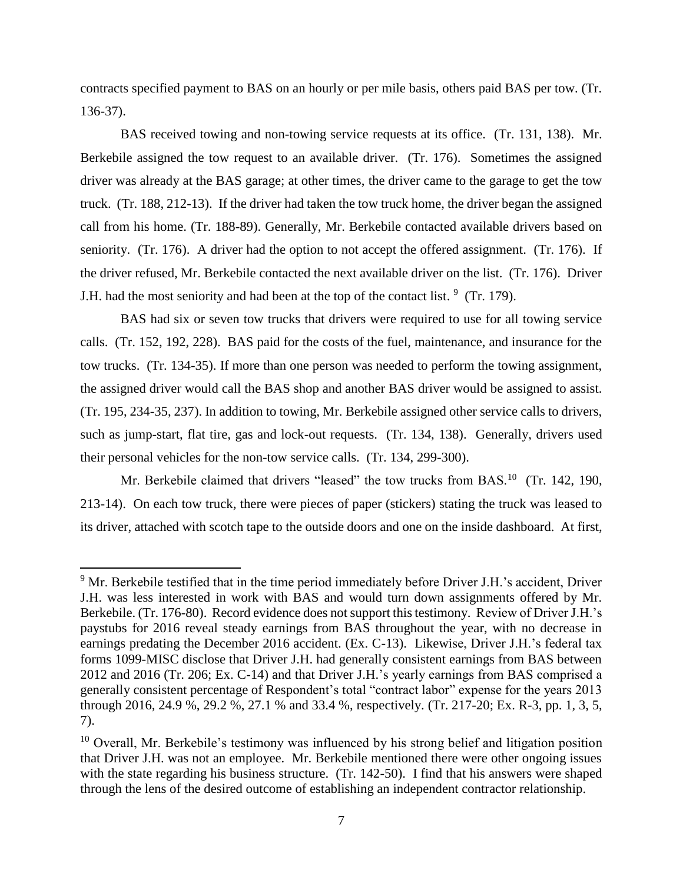contracts specified payment to BAS on an hourly or per mile basis, others paid BAS per tow. (Tr. 136-37).

BAS received towing and non-towing service requests at its office. (Tr. 131, 138). Mr. Berkebile assigned the tow request to an available driver. (Tr. 176). Sometimes the assigned driver was already at the BAS garage; at other times, the driver came to the garage to get the tow truck. (Tr. 188, 212-13). If the driver had taken the tow truck home, the driver began the assigned call from his home. (Tr. 188-89). Generally, Mr. Berkebile contacted available drivers based on seniority. (Tr. 176). A driver had the option to not accept the offered assignment. (Tr. 176). If the driver refused, Mr. Berkebile contacted the next available driver on the list. (Tr. 176). Driver J.H. had the most seniority and had been at the top of the contact list. [9] (Tr. 179).

BAS had six or seven tow trucks that drivers were required to use for all towing service calls. (Tr. 152, 192, 228). BAS paid for the costs of the fuel, maintenance, and insurance for the tow trucks. (Tr. 134-35). If more than one person was needed to perform the towing assignment, the assigned driver would call the BAS shop and another BAS driver would be assigned to assist. (Tr. 195, 234-35, 237). In addition to towing, Mr. Berkebile assigned other service calls to drivers, such as jump-start, flat tire, gas and lock-out requests. (Tr. 134, 138). Generally, drivers used their personal vehicles for the non-tow service calls. (Tr. 134, 299-300).

Mr. Berkebile claimed that drivers "leased" the tow trucks from BAS.[10] (Tr. 142, 190, 213-14). On each tow truck, there were pieces of paper (stickers) stating the truck was leased to its driver, attached with scotch tape to the outside doors and one on the inside dashboard. At first,

---

[9] Mr. Berkebile testified that in the time period immediately before Driver J.H.'s accident, Driver J.H. was less interested in work with BAS and would turn down assignments offered by Mr. Berkebile. (Tr. 176-80). Record evidence does not support this testimony. Review of Driver J.H.'s paystubs for 2016 reveal steady earnings from BAS throughout the year, with no decrease in earnings predating the December 2016 accident. (Ex. C-13). Likewise, Driver J.H.'s federal tax forms 1099-MISC disclose that Driver J.H. had generally consistent earnings from BAS between 2012 and 2016 (Tr. 206; Ex. C-14) and that Driver J.H.'s yearly earnings from BAS comprised a generally consistent percentage of Respondent's total "contract labor" expense for the years 2013 through 2016, 24.9 %, 29.2 %, 27.1 % and 33.4 %, respectively. (Tr. 217-20; Ex. R-3, pp. 1, 3, 5, 7).

[10] Overall, Mr. Berkebile's testimony was influenced by his strong belief and litigation position that Driver J.H. was not an employee. Mr. Berkebile mentioned there were other ongoing issues with the state regarding his business structure. (Tr. 142-50). I find that his answers were shaped through the lens of the desired outcome of establishing an independent contractor relationship.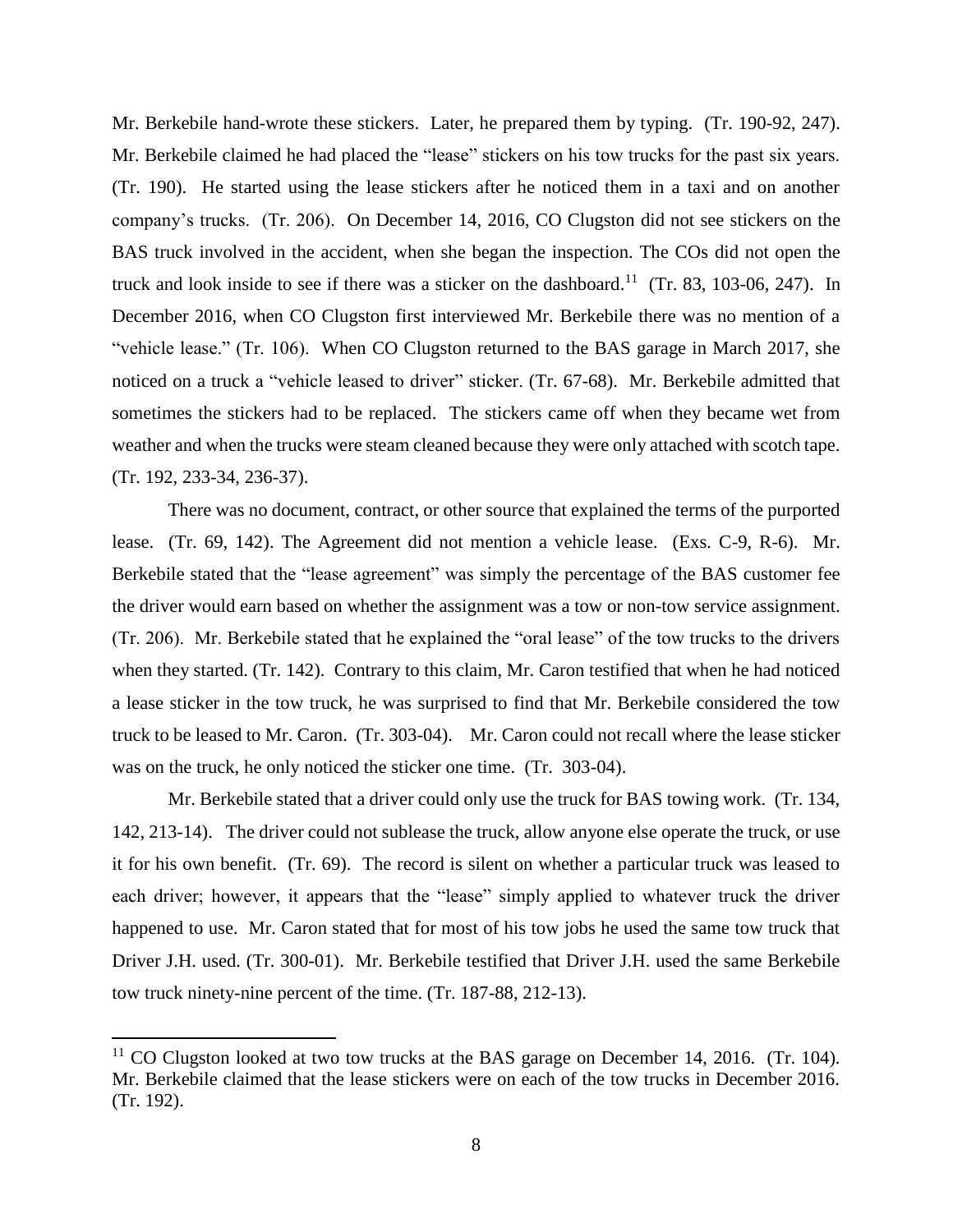Mr. Berkebile hand-wrote these stickers. Later, he prepared them by typing. (Tr. 190-92, 247). Mr. Berkebile claimed he had placed the "lease" stickers on his tow trucks for the past six years. (Tr. 190). He started using the lease stickers after he noticed them in a taxi and on another company's trucks. (Tr. 206). On December 14, 2016, CO Clugston did not see stickers on the BAS truck involved in the accident, when she began the inspection. The COs did not open the truck and look inside to see if there was a sticker on the dashboard.[11] (Tr. 83, 103-06, 247). In December 2016, when CO Clugston first interviewed Mr. Berkebile there was no mention of a "vehicle lease." (Tr. 106). When CO Clugston returned to the BAS garage in March 2017, she noticed on a truck a "vehicle leased to driver" sticker. (Tr. 67-68). Mr. Berkebile admitted that sometimes the stickers had to be replaced. The stickers came off when they became wet from weather and when the trucks were steam cleaned because they were only attached with scotch tape. (Tr. 192, 233-34, 236-37).

There was no document, contract, or other source that explained the terms of the purported lease. (Tr. 69, 142). The Agreement did not mention a vehicle lease. (Exs. C-9, R-6). Mr. Berkebile stated that the "lease agreement" was simply the percentage of the BAS customer fee the driver would earn based on whether the assignment was a tow or non-tow service assignment. (Tr. 206). Mr. Berkebile stated that he explained the "oral lease" of the tow trucks to the drivers when they started. (Tr. 142). Contrary to this claim, Mr. Caron testified that when he had noticed a lease sticker in the tow truck, he was surprised to find that Mr. Berkebile considered the tow truck to be leased to Mr. Caron. (Tr. 303-04). Mr. Caron could not recall where the lease sticker was on the truck, he only noticed the sticker one time. (Tr. 303-04).

Mr. Berkebile stated that a driver could only use the truck for BAS towing work. (Tr. 134, 142, 213-14). The driver could not sublease the truck, allow anyone else operate the truck, or use it for his own benefit. (Tr. 69). The record is silent on whether a particular truck was leased to each driver; however, it appears that the "lease" simply applied to whatever truck the driver happened to use. Mr. Caron stated that for most of his tow jobs he used the same tow truck that Driver J.H. used. (Tr. 300-01). Mr. Berkebile testified that Driver J.H. used the same Berkebile tow truck ninety-nine percent of the time. (Tr. 187-88, 212-13).

---

[11] CO Clugston looked at two tow trucks at the BAS garage on December 14, 2016. (Tr. 104). Mr. Berkebile claimed that the lease stickers were on each of the tow trucks in December 2016. (Tr. 192).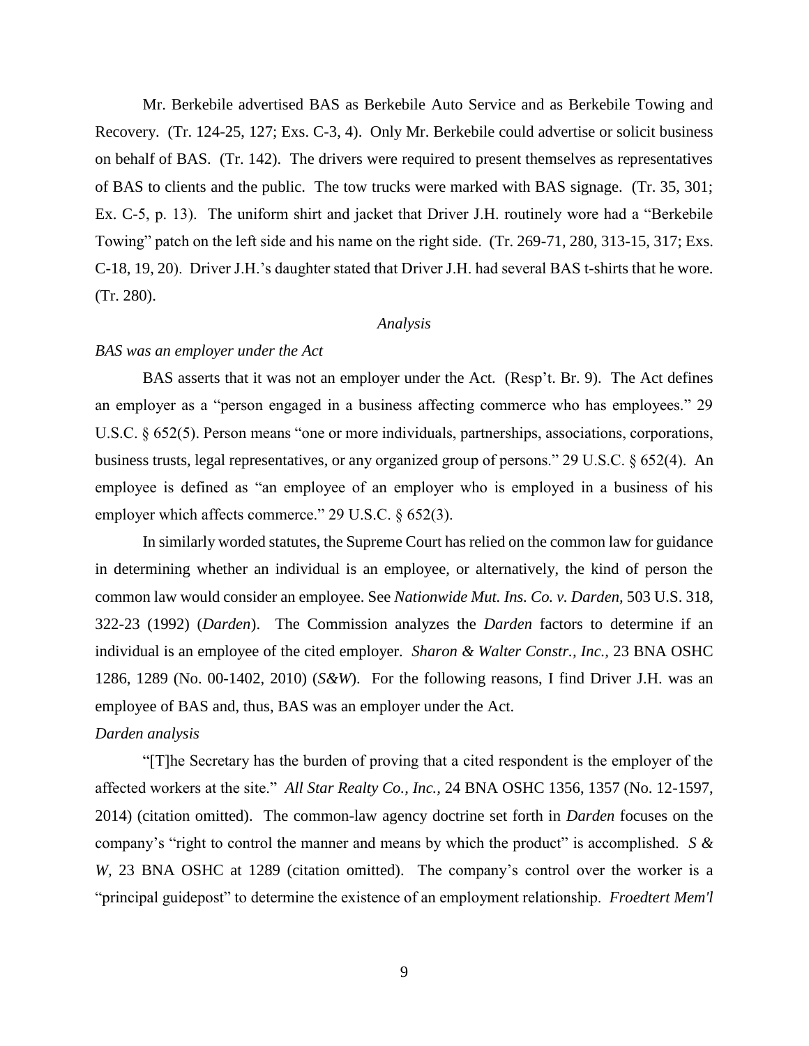Mr. Berkebile advertised BAS as Berkebile Auto Service and as Berkebile Towing and Recovery. (Tr. 124-25, 127; Exs. C-3, 4). Only Mr. Berkebile could advertise or solicit business on behalf of BAS. (Tr. 142). The drivers were required to present themselves as representatives of BAS to clients and the public. The tow trucks were marked with BAS signage. (Tr. 35, 301; Ex. C-5, p. 13). The uniform shirt and jacket that Driver J.H. routinely wore had a "Berkebile Towing" patch on the left side and his name on the right side. (Tr. 269-71, 280, 313-15, 317; Exs. C-18, 19, 20). Driver J.H.'s daughter stated that Driver J.H. had several BAS t-shirts that he wore. (Tr. 280).

*Analysis*

*BAS was an employer under the Act*

BAS asserts that it was not an employer under the Act. (Resp't. Br. 9). The Act defines an employer as a "person engaged in a business affecting commerce who has employees." 29 U.S.C. § 652(5). Person means "one or more individuals, partnerships, associations, corporations, business trusts, legal representatives, or any organized group of persons." 29 U.S.C. § 652(4). An employee is defined as "an employee of an employer who is employed in a business of his employer which affects commerce." 29 U.S.C. § 652(3).

In similarly worded statutes, the Supreme Court has relied on the common law for guidance in determining whether an individual is an employee, or alternatively, the kind of person the common law would consider an employee. See *Nationwide Mut. Ins. Co. v. Darden,* 503 U.S. 318, 322-23 (1992) (*Darden*). The Commission analyzes the *Darden* factors to determine if an individual is an employee of the cited employer. *Sharon & Walter Constr., Inc.,* 23 BNA OSHC 1286, 1289 (No. 00-1402, 2010) (*S&W*). For the following reasons, I find Driver J.H. was an employee of BAS and, thus, BAS was an employer under the Act.

*Darden analysis*

"[T]he Secretary has the burden of proving that a cited respondent is the employer of the affected workers at the site." *All Star Realty Co., Inc.,* 24 BNA OSHC 1356, 1357 (No. 12-1597, 2014) (citation omitted). The common-law agency doctrine set forth in *Darden* focuses on the company's "right to control the manner and means by which the product" is accomplished. *S & W,* 23 BNA OSHC at 1289 (citation omitted). The company's control over the worker is a "principal guidepost" to determine the existence of an employment relationship. *Froedtert Mem'l*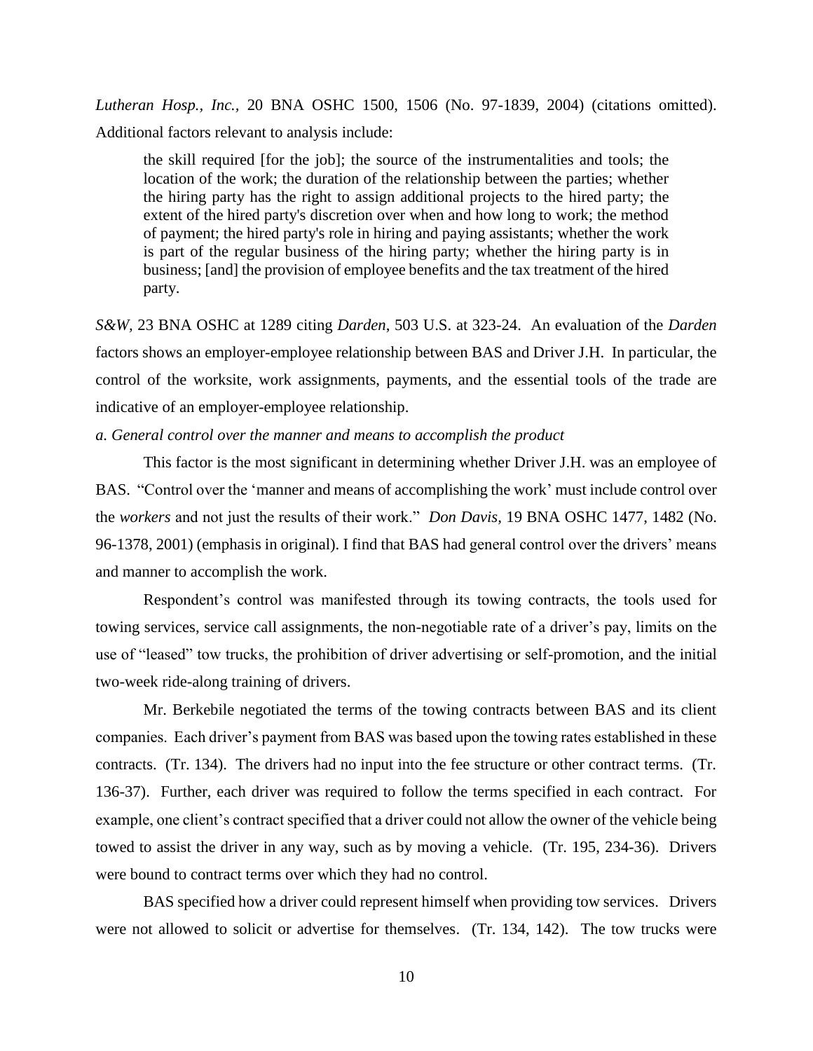*Lutheran Hosp., Inc.*, 20 BNA OSHC 1500, 1506 (No. 97-1839, 2004) (citations omitted). Additional factors relevant to analysis include:

> the skill required [for the job]; the source of the instrumentalities and tools; the location of the work; the duration of the relationship between the parties; whether the hiring party has the right to assign additional projects to the hired party; the extent of the hired party's discretion over when and how long to work; the method of payment; the hired party's role in hiring and paying assistants; whether the work is part of the regular business of the hiring party; whether the hiring party is in business; [and] the provision of employee benefits and the tax treatment of the hired party.

*S&W*, 23 BNA OSHC at 1289 citing *Darden*, 503 U.S. at 323-24. An evaluation of the *Darden* factors shows an employer-employee relationship between BAS and Driver J.H. In particular, the control of the worksite, work assignments, payments, and the essential tools of the trade are indicative of an employer-employee relationship.

*a. General control over the manner and means to accomplish the product*

This factor is the most significant in determining whether Driver J.H. was an employee of BAS. "Control over the 'manner and means of accomplishing the work' must include control over the *workers* and not just the results of their work." *Don Davis*, 19 BNA OSHC 1477, 1482 (No. 96-1378, 2001) (emphasis in original). I find that BAS had general control over the drivers' means and manner to accomplish the work.

Respondent's control was manifested through its towing contracts, the tools used for towing services, service call assignments, the non-negotiable rate of a driver's pay, limits on the use of "leased" tow trucks, the prohibition of driver advertising or self-promotion, and the initial two-week ride-along training of drivers.

Mr. Berkebile negotiated the terms of the towing contracts between BAS and its client companies. Each driver's payment from BAS was based upon the towing rates established in these contracts. (Tr. 134). The drivers had no input into the fee structure or other contract terms. (Tr. 136-37). Further, each driver was required to follow the terms specified in each contract. For example, one client's contract specified that a driver could not allow the owner of the vehicle being towed to assist the driver in any way, such as by moving a vehicle. (Tr. 195, 234-36). Drivers were bound to contract terms over which they had no control.

BAS specified how a driver could represent himself when providing tow services. Drivers were not allowed to solicit or advertise for themselves. (Tr. 134, 142). The tow trucks were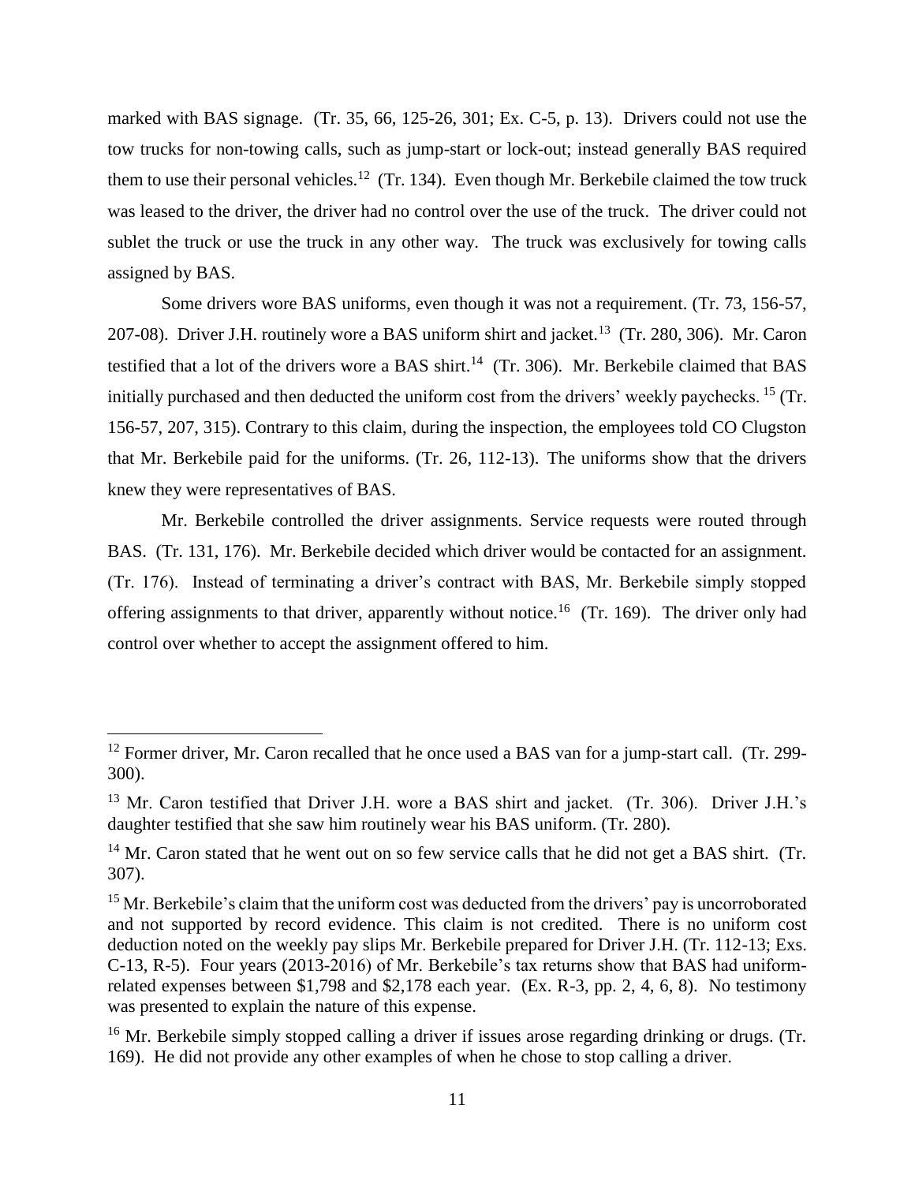marked with BAS signage. (Tr. 35, 66, 125-26, 301; Ex. C-5, p. 13). Drivers could not use the tow trucks for non-towing calls, such as jump-start or lock-out; instead generally BAS required them to use their personal vehicles.[12] (Tr. 134). Even though Mr. Berkebile claimed the tow truck was leased to the driver, the driver had no control over the use of the truck. The driver could not sublet the truck or use the truck in any other way. The truck was exclusively for towing calls assigned by BAS.

Some drivers wore BAS uniforms, even though it was not a requirement. (Tr. 73, 156-57, 207-08). Driver J.H. routinely wore a BAS uniform shirt and jacket.[13] (Tr. 280, 306). Mr. Caron testified that a lot of the drivers wore a BAS shirt.[14] (Tr. 306). Mr. Berkebile claimed that BAS initially purchased and then deducted the uniform cost from the drivers' weekly paychecks.[15] (Tr. 156-57, 207, 315). Contrary to this claim, during the inspection, the employees told CO Clugston that Mr. Berkebile paid for the uniforms. (Tr. 26, 112-13). The uniforms show that the drivers knew they were representatives of BAS.

Mr. Berkebile controlled the driver assignments. Service requests were routed through BAS. (Tr. 131, 176). Mr. Berkebile decided which driver would be contacted for an assignment. (Tr. 176). Instead of terminating a driver's contract with BAS, Mr. Berkebile simply stopped offering assignments to that driver, apparently without notice.[16] (Tr. 169). The driver only had control over whether to accept the assignment offered to him.

---

[12] Former driver, Mr. Caron recalled that he once used a BAS van for a jump-start call. (Tr. 299-300).

[13] Mr. Caron testified that Driver J.H. wore a BAS shirt and jacket. (Tr. 306). Driver J.H.'s daughter testified that she saw him routinely wear his BAS uniform. (Tr. 280).

[14] Mr. Caron stated that he went out on so few service calls that he did not get a BAS shirt. (Tr. 307).

[15] Mr. Berkebile's claim that the uniform cost was deducted from the drivers' pay is uncorroborated and not supported by record evidence. This claim is not credited. There is no uniform cost deduction noted on the weekly pay slips Mr. Berkebile prepared for Driver J.H. (Tr. 112-13; Exs. C-13, R-5). Four years (2013-2016) of Mr. Berkebile's tax returns show that BAS had uniform-related expenses between $1,798 and $2,178 each year. (Ex. R-3, pp. 2, 4, 6, 8). No testimony was presented to explain the nature of this expense.

[16] Mr. Berkebile simply stopped calling a driver if issues arose regarding drinking or drugs. (Tr. 169). He did not provide any other examples of when he chose to stop calling a driver.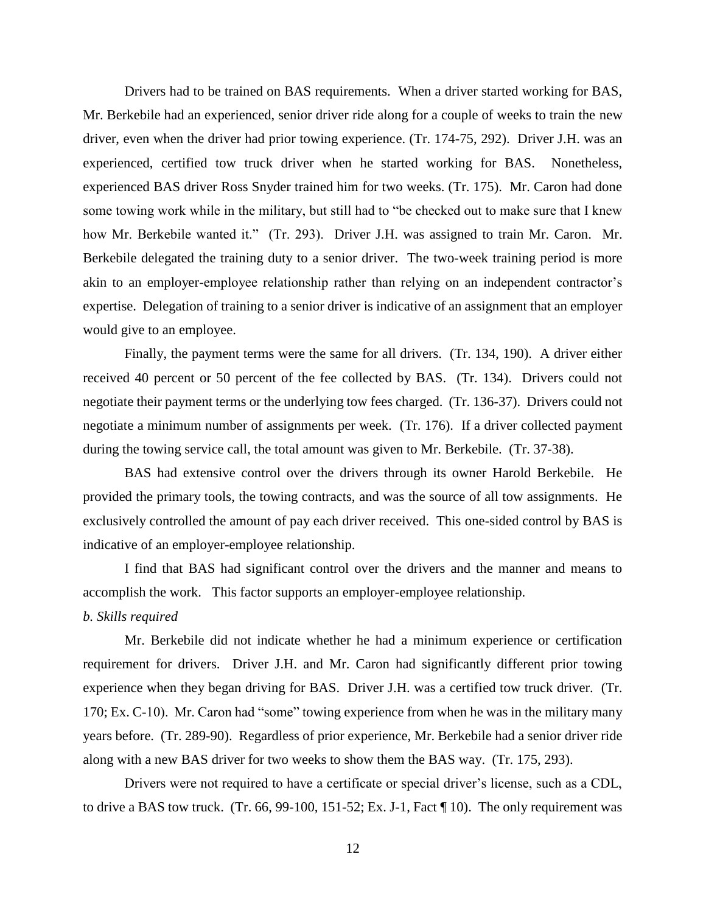Drivers had to be trained on BAS requirements. When a driver started working for BAS, Mr. Berkebile had an experienced, senior driver ride along for a couple of weeks to train the new driver, even when the driver had prior towing experience. (Tr. 174-75, 292). Driver J.H. was an experienced, certified tow truck driver when he started working for BAS. Nonetheless, experienced BAS driver Ross Snyder trained him for two weeks. (Tr. 175). Mr. Caron had done some towing work while in the military, but still had to "be checked out to make sure that I knew how Mr. Berkebile wanted it." (Tr. 293). Driver J.H. was assigned to train Mr. Caron. Mr. Berkebile delegated the training duty to a senior driver. The two-week training period is more akin to an employer-employee relationship rather than relying on an independent contractor's expertise. Delegation of training to a senior driver is indicative of an assignment that an employer would give to an employee.

Finally, the payment terms were the same for all drivers. (Tr. 134, 190). A driver either received 40 percent or 50 percent of the fee collected by BAS. (Tr. 134). Drivers could not negotiate their payment terms or the underlying tow fees charged. (Tr. 136-37). Drivers could not negotiate a minimum number of assignments per week. (Tr. 176). If a driver collected payment during the towing service call, the total amount was given to Mr. Berkebile. (Tr. 37-38).

BAS had extensive control over the drivers through its owner Harold Berkebile. He provided the primary tools, the towing contracts, and was the source of all tow assignments. He exclusively controlled the amount of pay each driver received. This one-sided control by BAS is indicative of an employer-employee relationship.

I find that BAS had significant control over the drivers and the manner and means to accomplish the work. This factor supports an employer-employee relationship.

*b. Skills required*

Mr. Berkebile did not indicate whether he had a minimum experience or certification requirement for drivers. Driver J.H. and Mr. Caron had significantly different prior towing experience when they began driving for BAS. Driver J.H. was a certified tow truck driver. (Tr. 170; Ex. C-10). Mr. Caron had "some" towing experience from when he was in the military many years before. (Tr. 289-90). Regardless of prior experience, Mr. Berkebile had a senior driver ride along with a new BAS driver for two weeks to show them the BAS way. (Tr. 175, 293).

Drivers were not required to have a certificate or special driver's license, such as a CDL, to drive a BAS tow truck. (Tr. 66, 99-100, 151-52; Ex. J-1, Fact ¶ 10). The only requirement was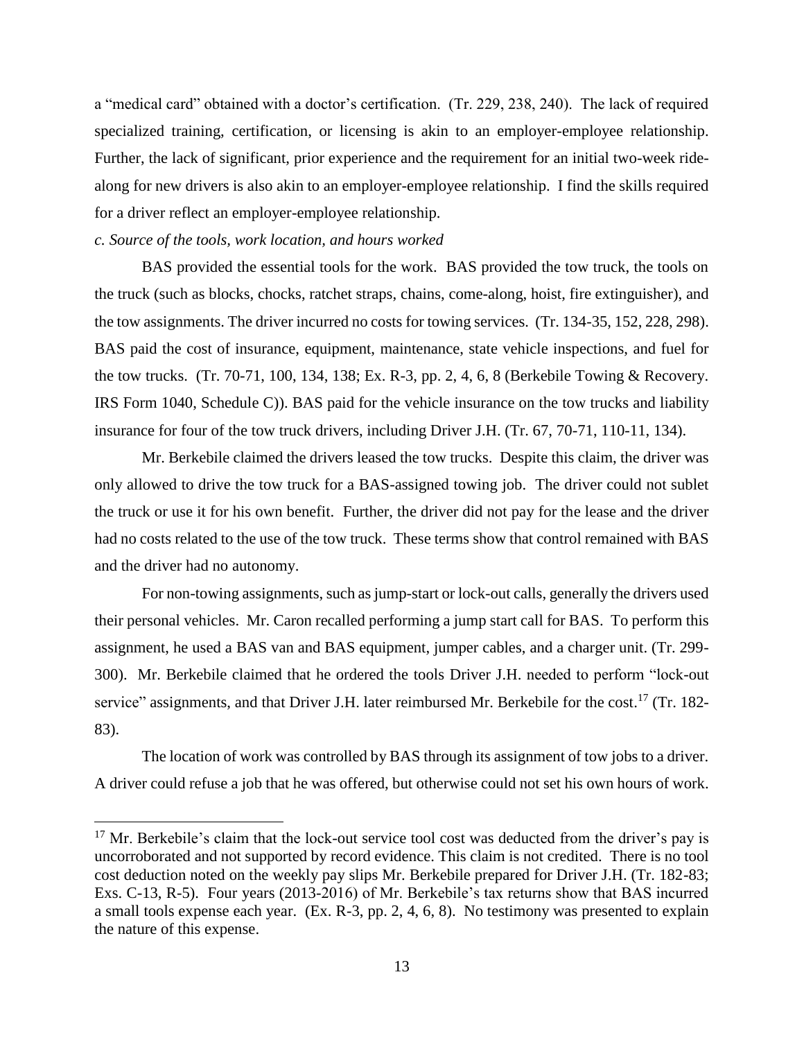a "medical card" obtained with a doctor's certification. (Tr. 229, 238, 240). The lack of required specialized training, certification, or licensing is akin to an employer-employee relationship. Further, the lack of significant, prior experience and the requirement for an initial two-week ride-along for new drivers is also akin to an employer-employee relationship. I find the skills required for a driver reflect an employer-employee relationship.

*c. Source of the tools, work location, and hours worked*

BAS provided the essential tools for the work. BAS provided the tow truck, the tools on the truck (such as blocks, chocks, ratchet straps, chains, come-along, hoist, fire extinguisher), and the tow assignments. The driver incurred no costs for towing services. (Tr. 134-35, 152, 228, 298). BAS paid the cost of insurance, equipment, maintenance, state vehicle inspections, and fuel for the tow trucks. (Tr. 70-71, 100, 134, 138; Ex. R-3, pp. 2, 4, 6, 8 (Berkebile Towing & Recovery. IRS Form 1040, Schedule C)). BAS paid for the vehicle insurance on the tow trucks and liability insurance for four of the tow truck drivers, including Driver J.H. (Tr. 67, 70-71, 110-11, 134).

Mr. Berkebile claimed the drivers leased the tow trucks. Despite this claim, the driver was only allowed to drive the tow truck for a BAS-assigned towing job. The driver could not sublet the truck or use it for his own benefit. Further, the driver did not pay for the lease and the driver had no costs related to the use of the tow truck. These terms show that control remained with BAS and the driver had no autonomy.

For non-towing assignments, such as jump-start or lock-out calls, generally the drivers used their personal vehicles. Mr. Caron recalled performing a jump start call for BAS. To perform this assignment, he used a BAS van and BAS equipment, jumper cables, and a charger unit. (Tr. 299-300). Mr. Berkebile claimed that he ordered the tools Driver J.H. needed to perform "lock-out service" assignments, and that Driver J.H. later reimbursed Mr. Berkebile for the cost.[17] (Tr. 182-83).

The location of work was controlled by BAS through its assignment of tow jobs to a driver. A driver could refuse a job that he was offered, but otherwise could not set his own hours of work.

[17] Mr. Berkebile's claim that the lock-out service tool cost was deducted from the driver's pay is uncorroborated and not supported by record evidence. This claim is not credited. There is no tool cost deduction noted on the weekly pay slips Mr. Berkebile prepared for Driver J.H. (Tr. 182-83; Exs. C-13, R-5). Four years (2013-2016) of Mr. Berkebile's tax returns show that BAS incurred a small tools expense each year. (Ex. R-3, pp. 2, 4, 6, 8). No testimony was presented to explain the nature of this expense.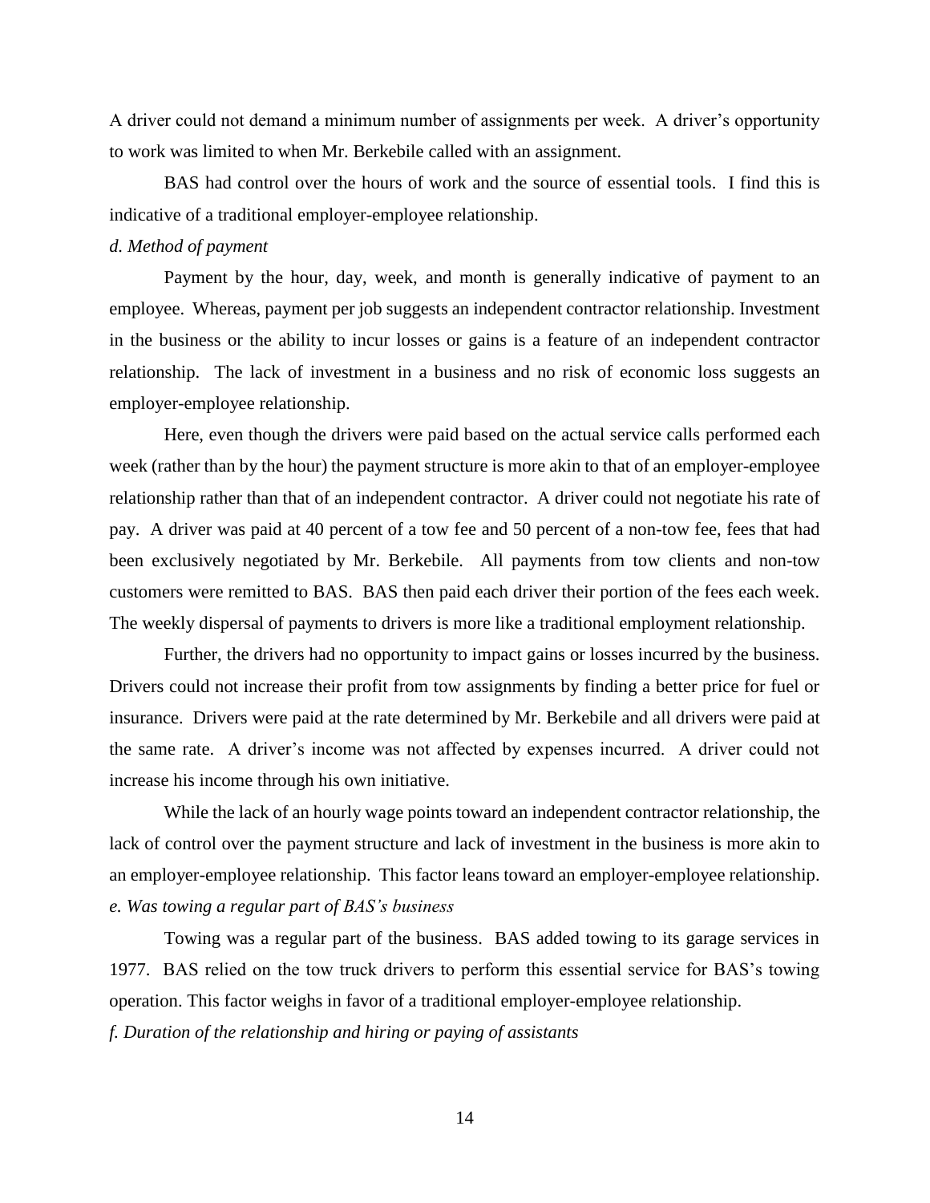A driver could not demand a minimum number of assignments per week. A driver's opportunity to work was limited to when Mr. Berkebile called with an assignment.

BAS had control over the hours of work and the source of essential tools. I find this is indicative of a traditional employer-employee relationship.

*d. Method of payment*

Payment by the hour, day, week, and month is generally indicative of payment to an employee. Whereas, payment per job suggests an independent contractor relationship. Investment in the business or the ability to incur losses or gains is a feature of an independent contractor relationship. The lack of investment in a business and no risk of economic loss suggests an employer-employee relationship.

Here, even though the drivers were paid based on the actual service calls performed each week (rather than by the hour) the payment structure is more akin to that of an employer-employee relationship rather than that of an independent contractor. A driver could not negotiate his rate of pay. A driver was paid at 40 percent of a tow fee and 50 percent of a non-tow fee, fees that had been exclusively negotiated by Mr. Berkebile. All payments from tow clients and non-tow customers were remitted to BAS. BAS then paid each driver their portion of the fees each week. The weekly dispersal of payments to drivers is more like a traditional employment relationship.

Further, the drivers had no opportunity to impact gains or losses incurred by the business. Drivers could not increase their profit from tow assignments by finding a better price for fuel or insurance. Drivers were paid at the rate determined by Mr. Berkebile and all drivers were paid at the same rate. A driver's income was not affected by expenses incurred. A driver could not increase his income through his own initiative.

While the lack of an hourly wage points toward an independent contractor relationship, the lack of control over the payment structure and lack of investment in the business is more akin to an employer-employee relationship. This factor leans toward an employer-employee relationship.

*e. Was towing a regular part of BAS's business*

Towing was a regular part of the business. BAS added towing to its garage services in 1977. BAS relied on the tow truck drivers to perform this essential service for BAS's towing operation. This factor weighs in favor of a traditional employer-employee relationship.

*f. Duration of the relationship and hiring or paying of assistants*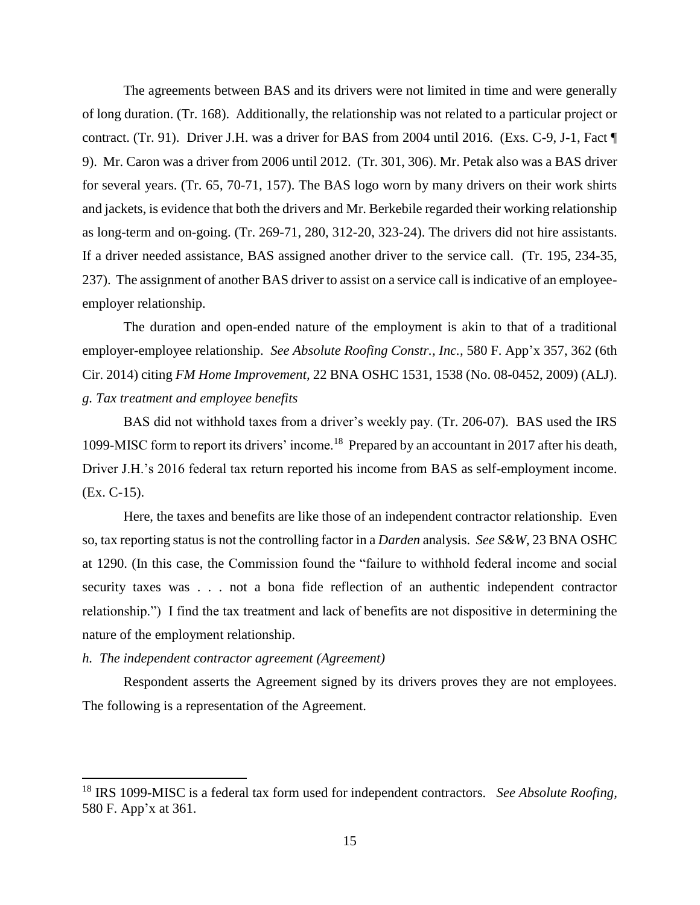The agreements between BAS and its drivers were not limited in time and were generally of long duration. (Tr. 168). Additionally, the relationship was not related to a particular project or contract. (Tr. 91). Driver J.H. was a driver for BAS from 2004 until 2016. (Exs. C-9, J-1, Fact ¶ 9). Mr. Caron was a driver from 2006 until 2012. (Tr. 301, 306). Mr. Petak also was a BAS driver for several years. (Tr. 65, 70-71, 157). The BAS logo worn by many drivers on their work shirts and jackets, is evidence that both the drivers and Mr. Berkebile regarded their working relationship as long-term and on-going. (Tr. 269-71, 280, 312-20, 323-24). The drivers did not hire assistants. If a driver needed assistance, BAS assigned another driver to the service call. (Tr. 195, 234-35, 237). The assignment of another BAS driver to assist on a service call is indicative of an employee-employer relationship.

The duration and open-ended nature of the employment is akin to that of a traditional employer-employee relationship. *See Absolute Roofing Constr., Inc.*, 580 F. App'x 357, 362 (6th Cir. 2014) citing *FM Home Improvement*, 22 BNA OSHC 1531, 1538 (No. 08-0452, 2009) (ALJ).

*g. Tax treatment and employee benefits*

BAS did not withhold taxes from a driver's weekly pay. (Tr. 206-07). BAS used the IRS 1099-MISC form to report its drivers' income.[18] Prepared by an accountant in 2017 after his death, Driver J.H.'s 2016 federal tax return reported his income from BAS as self-employment income. (Ex. C-15).

Here, the taxes and benefits are like those of an independent contractor relationship. Even so, tax reporting status is not the controlling factor in a *Darden* analysis. *See S&W*, 23 BNA OSHC at 1290. (In this case, the Commission found the "failure to withhold federal income and social security taxes was . . . not a bona fide reflection of an authentic independent contractor relationship.") I find the tax treatment and lack of benefits are not dispositive in determining the nature of the employment relationship.

*h. The independent contractor agreement (Agreement)*

Respondent asserts the Agreement signed by its drivers proves they are not employees. The following is a representation of the Agreement.

---

[18] IRS 1099-MISC is a federal tax form used for independent contractors. *See Absolute Roofing*, 580 F. App'x at 361.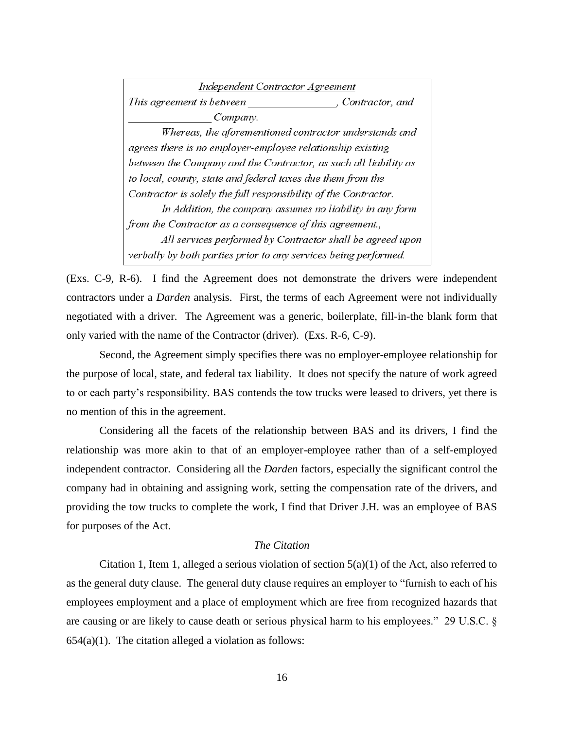> *Independent Contractor Agreement*
>
> *This agreement is between \_\_\_\_\_\_\_\_\_\_\_\_\_\_\_\_, Contractor, and \_\_\_\_\_\_\_\_\_\_\_\_\_\_\_ Company.*
>
> *Whereas, the aforementioned contractor understands and agrees there is no employer-employee relationship existing between the Company and the Contractor, as such all liability as to local, county, state and federal taxes due them from the Contractor is solely the full responsibility of the Contractor.*
>
> *In Addition, the company assumes no liability in any form from the Contractor as a consequence of this agreement.,*
>
> *All services performed by Contractor shall be agreed upon verbally by both parties prior to any services being performed.*

(Exs. C-9, R-6). I find the Agreement does not demonstrate the drivers were independent contractors under a *Darden* analysis. First, the terms of each Agreement were not individually negotiated with a driver. The Agreement was a generic, boilerplate, fill-in-the blank form that only varied with the name of the Contractor (driver). (Exs. R-6, C-9).

Second, the Agreement simply specifies there was no employer-employee relationship for the purpose of local, state, and federal tax liability. It does not specify the nature of work agreed to or each party's responsibility. BAS contends the tow trucks were leased to drivers, yet there is no mention of this in the agreement.

Considering all the facets of the relationship between BAS and its drivers, I find the relationship was more akin to that of an employer-employee rather than of a self-employed independent contractor. Considering all the *Darden* factors, especially the significant control the company had in obtaining and assigning work, setting the compensation rate of the drivers, and providing the tow trucks to complete the work, I find that Driver J.H. was an employee of BAS for purposes of the Act.

### *The Citation*

Citation 1, Item 1, alleged a serious violation of section 5(a)(1) of the Act, also referred to as the general duty clause. The general duty clause requires an employer to "furnish to each of his employees employment and a place of employment which are free from recognized hazards that are causing or are likely to cause death or serious physical harm to his employees." 29 U.S.C. § 654(a)(1). The citation alleged a violation as follows: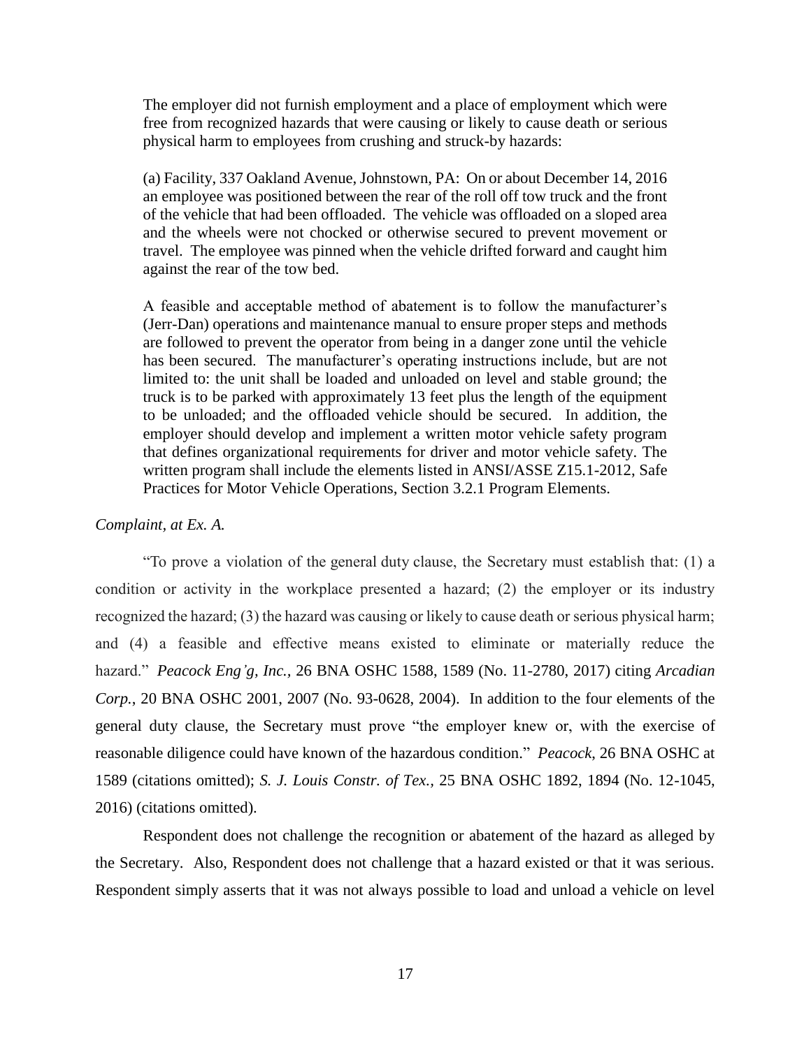> The employer did not furnish employment and a place of employment which were free from recognized hazards that were causing or likely to cause death or serious physical harm to employees from crushing and struck-by hazards:
>
> (a) Facility, 337 Oakland Avenue, Johnstown, PA: On or about December 14, 2016 an employee was positioned between the rear of the roll off tow truck and the front of the vehicle that had been offloaded. The vehicle was offloaded on a sloped area and the wheels were not chocked or otherwise secured to prevent movement or travel. The employee was pinned when the vehicle drifted forward and caught him against the rear of the tow bed.
>
> A feasible and acceptable method of abatement is to follow the manufacturer's (Jerr-Dan) operations and maintenance manual to ensure proper steps and methods are followed to prevent the operator from being in a danger zone until the vehicle has been secured. The manufacturer's operating instructions include, but are not limited to: the unit shall be loaded and unloaded on level and stable ground; the truck is to be parked with approximately 13 feet plus the length of the equipment to be unloaded; and the offloaded vehicle should be secured. In addition, the employer should develop and implement a written motor vehicle safety program that defines organizational requirements for driver and motor vehicle safety. The written program shall include the elements listed in ANSI/ASSE Z15.1-2012, Safe Practices for Motor Vehicle Operations, Section 3.2.1 Program Elements.

*Complaint, at Ex. A.*

"To prove a violation of the general duty clause, the Secretary must establish that: (1) a condition or activity in the workplace presented a hazard; (2) the employer or its industry recognized the hazard; (3) the hazard was causing or likely to cause death or serious physical harm; and (4) a feasible and effective means existed to eliminate or materially reduce the hazard." *Peacock Eng'g, Inc.,* 26 BNA OSHC 1588, 1589 (No. 11-2780, 2017) citing *Arcadian Corp.*, 20 BNA OSHC 2001, 2007 (No. 93-0628, 2004). In addition to the four elements of the general duty clause, the Secretary must prove "the employer knew or, with the exercise of reasonable diligence could have known of the hazardous condition." *Peacock*, 26 BNA OSHC at 1589 (citations omitted); *S. J. Louis Constr. of Tex.,* 25 BNA OSHC 1892, 1894 (No. 12-1045, 2016) (citations omitted).

Respondent does not challenge the recognition or abatement of the hazard as alleged by the Secretary. Also, Respondent does not challenge that a hazard existed or that it was serious. Respondent simply asserts that it was not always possible to load and unload a vehicle on level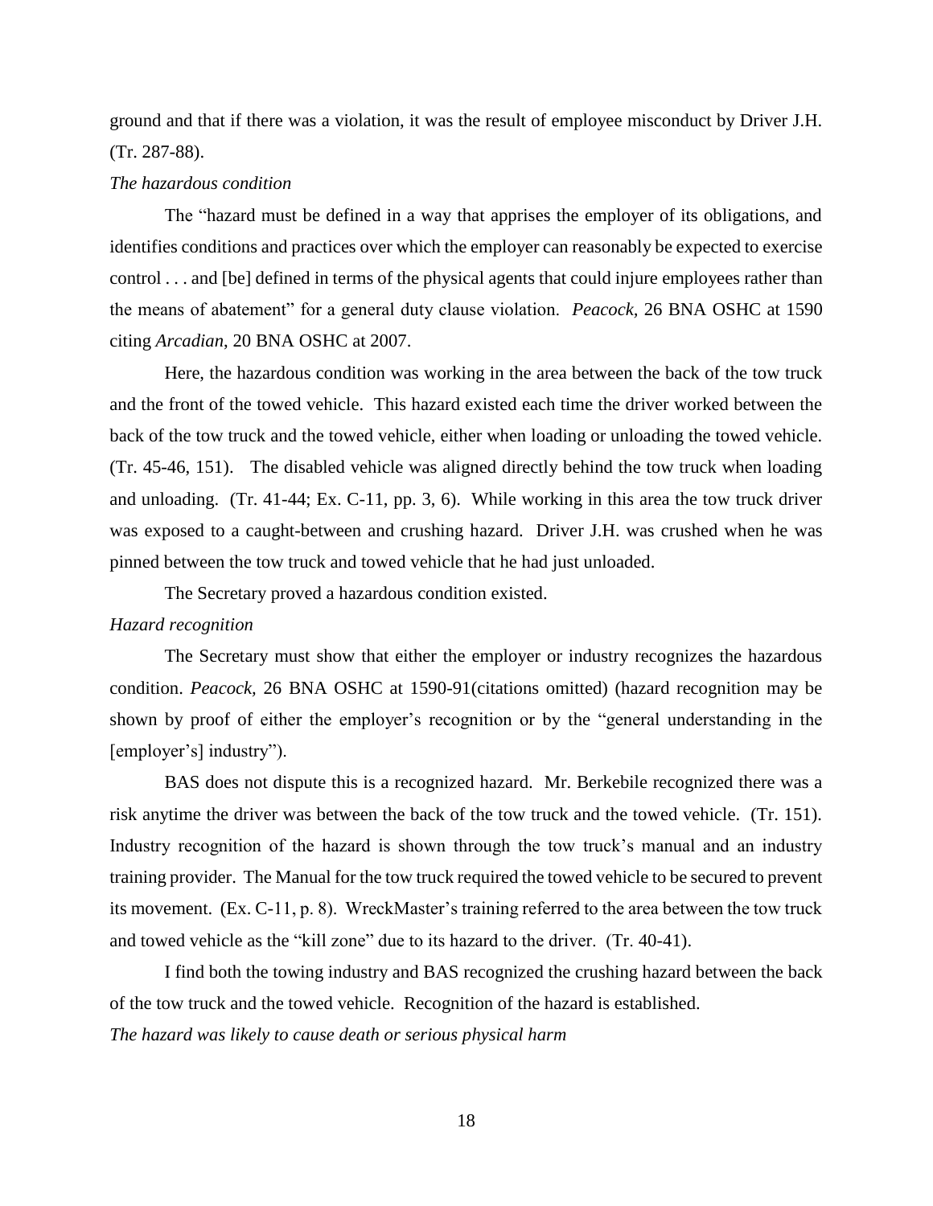ground and that if there was a violation, it was the result of employee misconduct by Driver J.H. (Tr. 287-88).

*The hazardous condition*

The "hazard must be defined in a way that apprises the employer of its obligations, and identifies conditions and practices over which the employer can reasonably be expected to exercise control . . . and [be] defined in terms of the physical agents that could injure employees rather than the means of abatement" for a general duty clause violation. *Peacock,* 26 BNA OSHC at 1590 citing *Arcadian*, 20 BNA OSHC at 2007.

Here, the hazardous condition was working in the area between the back of the tow truck and the front of the towed vehicle. This hazard existed each time the driver worked between the back of the tow truck and the towed vehicle, either when loading or unloading the towed vehicle. (Tr. 45-46, 151). The disabled vehicle was aligned directly behind the tow truck when loading and unloading. (Tr. 41-44; Ex. C-11, pp. 3, 6). While working in this area the tow truck driver was exposed to a caught-between and crushing hazard. Driver J.H. was crushed when he was pinned between the tow truck and towed vehicle that he had just unloaded.

The Secretary proved a hazardous condition existed.

*Hazard recognition*

The Secretary must show that either the employer or industry recognizes the hazardous condition. *Peacock,* 26 BNA OSHC at 1590-91(citations omitted) (hazard recognition may be shown by proof of either the employer's recognition or by the "general understanding in the [employer's] industry").

BAS does not dispute this is a recognized hazard. Mr. Berkebile recognized there was a risk anytime the driver was between the back of the tow truck and the towed vehicle. (Tr. 151). Industry recognition of the hazard is shown through the tow truck's manual and an industry training provider. The Manual for the tow truck required the towed vehicle to be secured to prevent its movement. (Ex. C-11, p. 8). WreckMaster's training referred to the area between the tow truck and towed vehicle as the "kill zone" due to its hazard to the driver. (Tr. 40-41).

I find both the towing industry and BAS recognized the crushing hazard between the back of the tow truck and the towed vehicle. Recognition of the hazard is established.

*The hazard was likely to cause death or serious physical harm*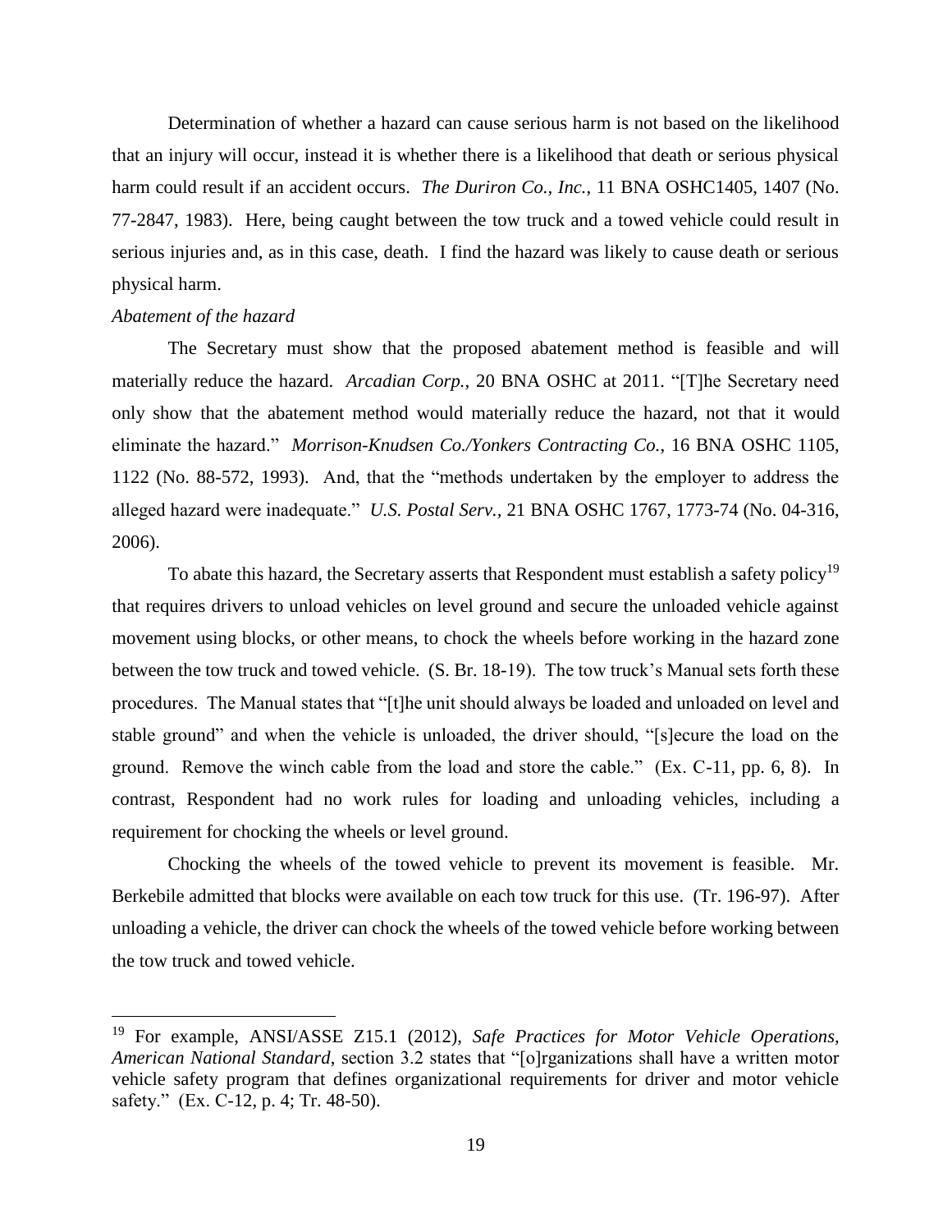Determination of whether a hazard can cause serious harm is not based on the likelihood that an injury will occur, instead it is whether there is a likelihood that death or serious physical harm could result if an accident occurs. *The Duriron Co., Inc.*, 11 BNA OSHC1405, 1407 (No. 77-2847, 1983). Here, being caught between the tow truck and a towed vehicle could result in serious injuries and, as in this case, death. I find the hazard was likely to cause death or serious physical harm.

*Abatement of the hazard*

The Secretary must show that the proposed abatement method is feasible and will materially reduce the hazard. *Arcadian Corp.*, 20 BNA OSHC at 2011. "[T]he Secretary need only show that the abatement method would materially reduce the hazard, not that it would eliminate the hazard." *Morrison-Knudsen Co./Yonkers Contracting Co.*, 16 BNA OSHC 1105, 1122 (No. 88-572, 1993). And, that the "methods undertaken by the employer to address the alleged hazard were inadequate." *U.S. Postal Serv.,* 21 BNA OSHC 1767, 1773-74 (No. 04-316, 2006).

To abate this hazard, the Secretary asserts that Respondent must establish a safety policy[19] that requires drivers to unload vehicles on level ground and secure the unloaded vehicle against movement using blocks, or other means, to chock the wheels before working in the hazard zone between the tow truck and towed vehicle. (S. Br. 18-19). The tow truck's Manual sets forth these procedures. The Manual states that "[t]he unit should always be loaded and unloaded on level and stable ground" and when the vehicle is unloaded, the driver should, "[s]ecure the load on the ground. Remove the winch cable from the load and store the cable." (Ex. C-11, pp. 6, 8). In contrast, Respondent had no work rules for loading and unloading vehicles, including a requirement for chocking the wheels or level ground.

Chocking the wheels of the towed vehicle to prevent its movement is feasible. Mr. Berkebile admitted that blocks were available on each tow truck for this use. (Tr. 196-97). After unloading a vehicle, the driver can chock the wheels of the towed vehicle before working between the tow truck and towed vehicle.

---

[19] For example, ANSI/ASSE Z15.1 (2012), *Safe Practices for Motor Vehicle Operations, American National Standard*, section 3.2 states that "[o]rganizations shall have a written motor vehicle safety program that defines organizational requirements for driver and motor vehicle safety." (Ex. C-12, p. 4; Tr. 48-50).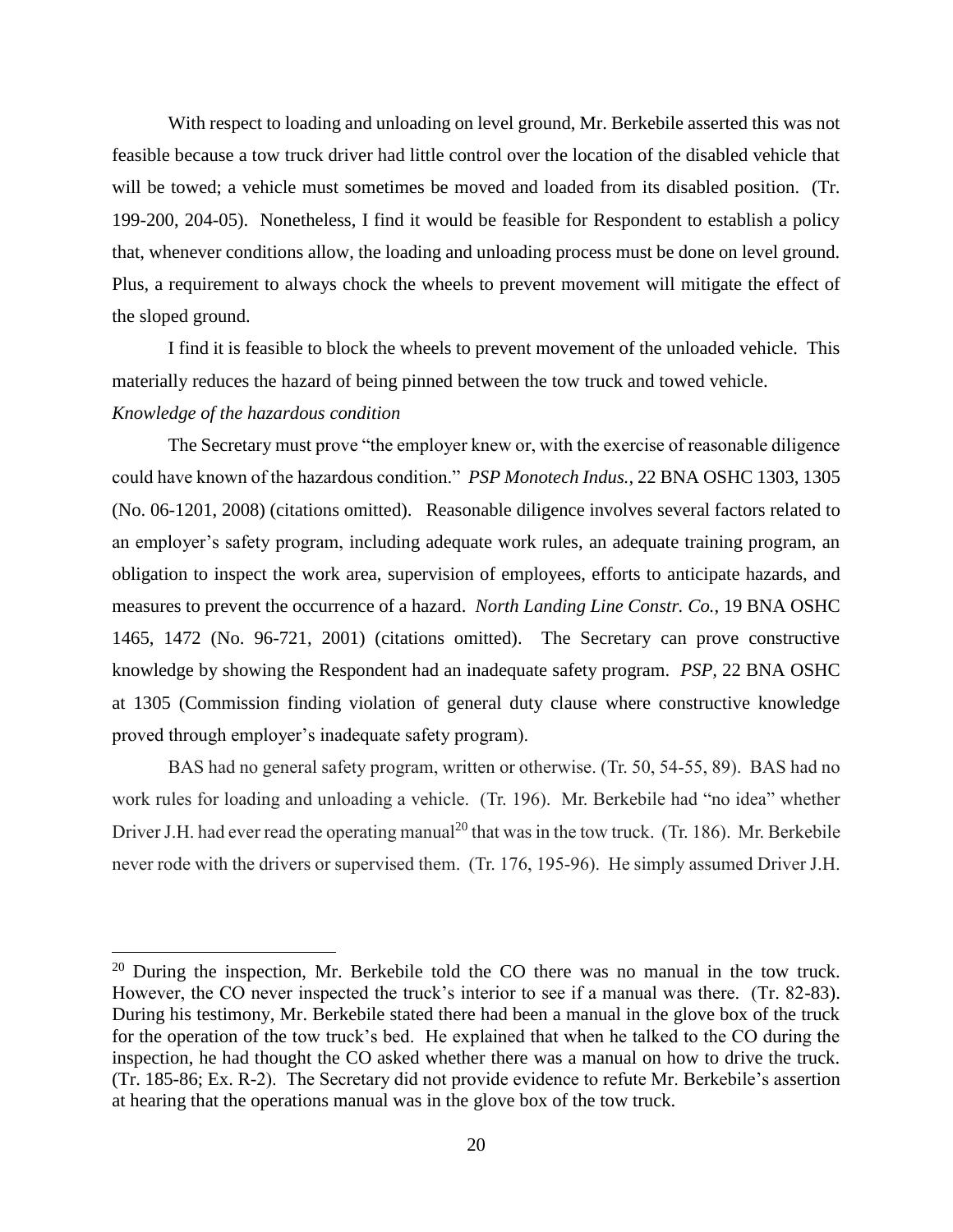With respect to loading and unloading on level ground, Mr. Berkebile asserted this was not feasible because a tow truck driver had little control over the location of the disabled vehicle that will be towed; a vehicle must sometimes be moved and loaded from its disabled position. (Tr. 199-200, 204-05). Nonetheless, I find it would be feasible for Respondent to establish a policy that, whenever conditions allow, the loading and unloading process must be done on level ground. Plus, a requirement to always chock the wheels to prevent movement will mitigate the effect of the sloped ground.

I find it is feasible to block the wheels to prevent movement of the unloaded vehicle. This materially reduces the hazard of being pinned between the tow truck and towed vehicle.

*Knowledge of the hazardous condition*

The Secretary must prove "the employer knew or, with the exercise of reasonable diligence could have known of the hazardous condition." *PSP Monotech Indus.*, 22 BNA OSHC 1303, 1305 (No. 06-1201, 2008) (citations omitted). Reasonable diligence involves several factors related to an employer's safety program, including adequate work rules, an adequate training program, an obligation to inspect the work area, supervision of employees, efforts to anticipate hazards, and measures to prevent the occurrence of a hazard. *North Landing Line Constr. Co.*, 19 BNA OSHC 1465, 1472 (No. 96-721, 2001) (citations omitted). The Secretary can prove constructive knowledge by showing the Respondent had an inadequate safety program. *PSP,* 22 BNA OSHC at 1305 (Commission finding violation of general duty clause where constructive knowledge proved through employer's inadequate safety program).

BAS had no general safety program, written or otherwise. (Tr. 50, 54-55, 89). BAS had no work rules for loading and unloading a vehicle. (Tr. 196). Mr. Berkebile had "no idea" whether Driver J.H. had ever read the operating manual[20] that was in the tow truck. (Tr. 186). Mr. Berkebile never rode with the drivers or supervised them. (Tr. 176, 195-96). He simply assumed Driver J.H.

---

[20] During the inspection, Mr. Berkebile told the CO there was no manual in the tow truck. However, the CO never inspected the truck's interior to see if a manual was there. (Tr. 82-83). During his testimony, Mr. Berkebile stated there had been a manual in the glove box of the truck for the operation of the tow truck's bed. He explained that when he talked to the CO during the inspection, he had thought the CO asked whether there was a manual on how to drive the truck. (Tr. 185-86; Ex. R-2). The Secretary did not provide evidence to refute Mr. Berkebile's assertion at hearing that the operations manual was in the glove box of the tow truck.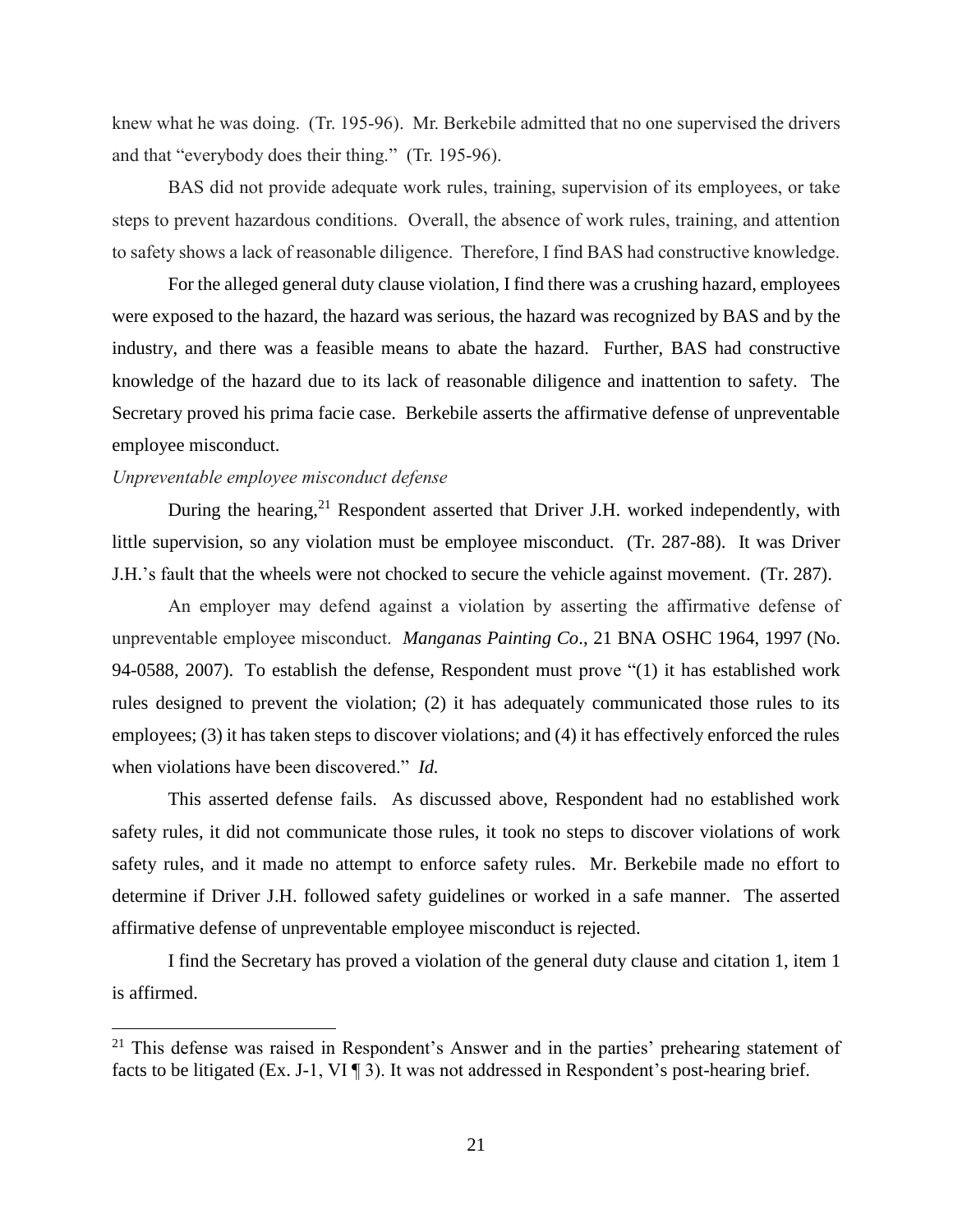knew what he was doing. (Tr. 195-96). Mr. Berkebile admitted that no one supervised the drivers and that "everybody does their thing." (Tr. 195-96).

BAS did not provide adequate work rules, training, supervision of its employees, or take steps to prevent hazardous conditions. Overall, the absence of work rules, training, and attention to safety shows a lack of reasonable diligence. Therefore, I find BAS had constructive knowledge.

For the alleged general duty clause violation, I find there was a crushing hazard, employees were exposed to the hazard, the hazard was serious, the hazard was recognized by BAS and by the industry, and there was a feasible means to abate the hazard. Further, BAS had constructive knowledge of the hazard due to its lack of reasonable diligence and inattention to safety. The Secretary proved his prima facie case. Berkebile asserts the affirmative defense of unpreventable employee misconduct.

*Unpreventable employee misconduct defense*

During the hearing,[21] Respondent asserted that Driver J.H. worked independently, with little supervision, so any violation must be employee misconduct. (Tr. 287-88). It was Driver J.H.'s fault that the wheels were not chocked to secure the vehicle against movement. (Tr. 287).

An employer may defend against a violation by asserting the affirmative defense of unpreventable employee misconduct. *Manganas Painting Co*., 21 BNA OSHC 1964, 1997 (No. 94-0588, 2007). To establish the defense, Respondent must prove "(1) it has established work rules designed to prevent the violation; (2) it has adequately communicated those rules to its employees; (3) it has taken steps to discover violations; and (4) it has effectively enforced the rules when violations have been discovered." *Id.*

This asserted defense fails. As discussed above, Respondent had no established work safety rules, it did not communicate those rules, it took no steps to discover violations of work safety rules, and it made no attempt to enforce safety rules. Mr. Berkebile made no effort to determine if Driver J.H. followed safety guidelines or worked in a safe manner. The asserted affirmative defense of unpreventable employee misconduct is rejected.

I find the Secretary has proved a violation of the general duty clause and citation 1, item 1 is affirmed.

---

[21] This defense was raised in Respondent's Answer and in the parties' prehearing statement of facts to be litigated (Ex. J-1, VI ¶ 3). It was not addressed in Respondent's post-hearing brief.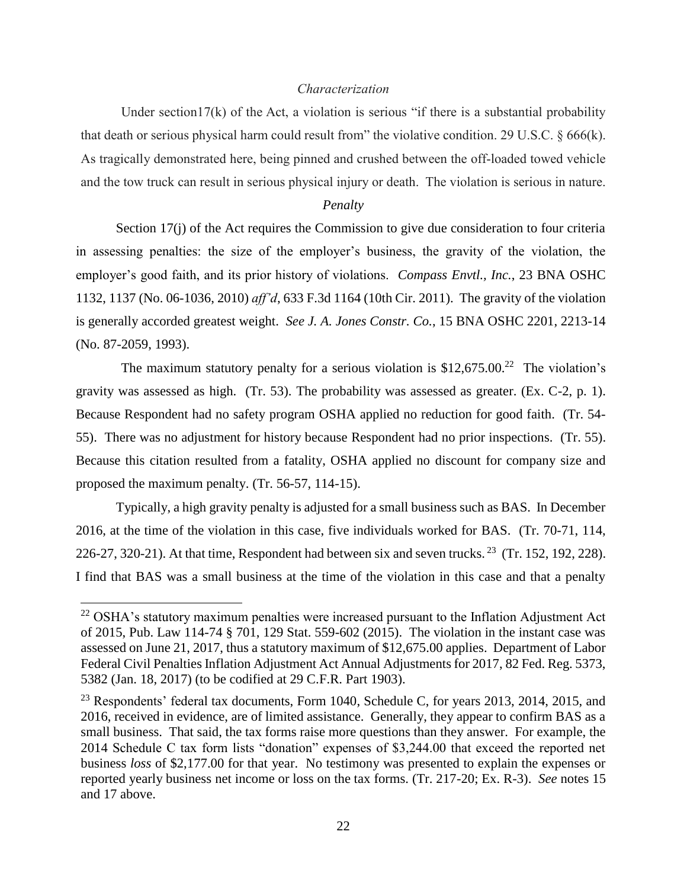*Characterization*

Under section17(k) of the Act, a violation is serious "if there is a substantial probability that death or serious physical harm could result from" the violative condition. 29 U.S.C. § 666(k). As tragically demonstrated here, being pinned and crushed between the off-loaded towed vehicle and the tow truck can result in serious physical injury or death. The violation is serious in nature.

*Penalty*

Section 17(j) of the Act requires the Commission to give due consideration to four criteria in assessing penalties: the size of the employer's business, the gravity of the violation, the employer's good faith, and its prior history of violations. *Compass Envtl., Inc.*, 23 BNA OSHC 1132, 1137 (No. 06-1036, 2010) *aff'd*, 633 F.3d 1164 (10th Cir. 2011). The gravity of the violation is generally accorded greatest weight. *See J. A. Jones Constr. Co.*, 15 BNA OSHC 2201, 2213-14 (No. 87-2059, 1993).

The maximum statutory penalty for a serious violation is $12,675.00.[22] The violation's gravity was assessed as high. (Tr. 53). The probability was assessed as greater. (Ex. C-2, p. 1). Because Respondent had no safety program OSHA applied no reduction for good faith. (Tr. 54-55). There was no adjustment for history because Respondent had no prior inspections. (Tr. 55). Because this citation resulted from a fatality, OSHA applied no discount for company size and proposed the maximum penalty. (Tr. 56-57, 114-15).

Typically, a high gravity penalty is adjusted for a small business such as BAS. In December 2016, at the time of the violation in this case, five individuals worked for BAS. (Tr. 70-71, 114, 226-27, 320-21). At that time, Respondent had between six and seven trucks.[23] (Tr. 152, 192, 228). I find that BAS was a small business at the time of the violation in this case and that a penalty

---

[22] OSHA's statutory maximum penalties were increased pursuant to the Inflation Adjustment Act of 2015, Pub. Law 114-74 § 701, 129 Stat. 559-602 (2015). The violation in the instant case was assessed on June 21, 2017, thus a statutory maximum of $12,675.00 applies. Department of Labor Federal Civil Penalties Inflation Adjustment Act Annual Adjustments for 2017, 82 Fed. Reg. 5373, 5382 (Jan. 18, 2017) (to be codified at 29 C.F.R. Part 1903).

[23] Respondents' federal tax documents, Form 1040, Schedule C, for years 2013, 2014, 2015, and 2016, received in evidence, are of limited assistance. Generally, they appear to confirm BAS as a small business. That said, the tax forms raise more questions than they answer. For example, the 2014 Schedule C tax form lists "donation" expenses of $3,244.00 that exceed the reported net business *loss* of $2,177.00 for that year. No testimony was presented to explain the expenses or reported yearly business net income or loss on the tax forms. (Tr. 217-20; Ex. R-3). *See* notes 15 and 17 above.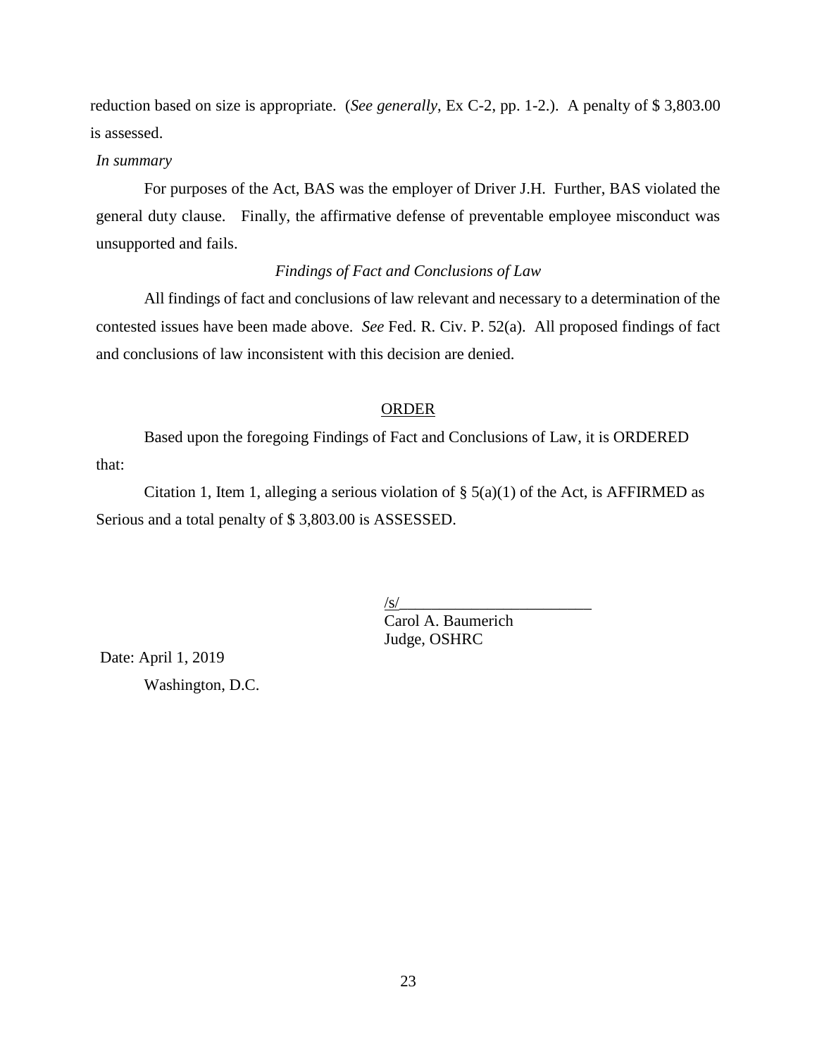reduction based on size is appropriate. (*See generally*, Ex C-2, pp. 1-2.). A penalty of $ 3,803.00 is assessed.

*In summary*

For purposes of the Act, BAS was the employer of Driver J.H. Further, BAS violated the general duty clause. Finally, the affirmative defense of preventable employee misconduct was unsupported and fails.

*Findings of Fact and Conclusions of Law*

All findings of fact and conclusions of law relevant and necessary to a determination of the contested issues have been made above. *See* Fed. R. Civ. P. 52(a). All proposed findings of fact and conclusions of law inconsistent with this decision are denied.

ORDER

Based upon the foregoing Findings of Fact and Conclusions of Law, it is ORDERED that:

Citation 1, Item 1, alleging a serious violation of § 5(a)(1) of the Act, is AFFIRMED as Serious and a total penalty of $ 3,803.00 is ASSESSED.

/s/

Carol A. Baumerich
Judge, OSHRC

Date: April 1, 2019

Washington, D.C.